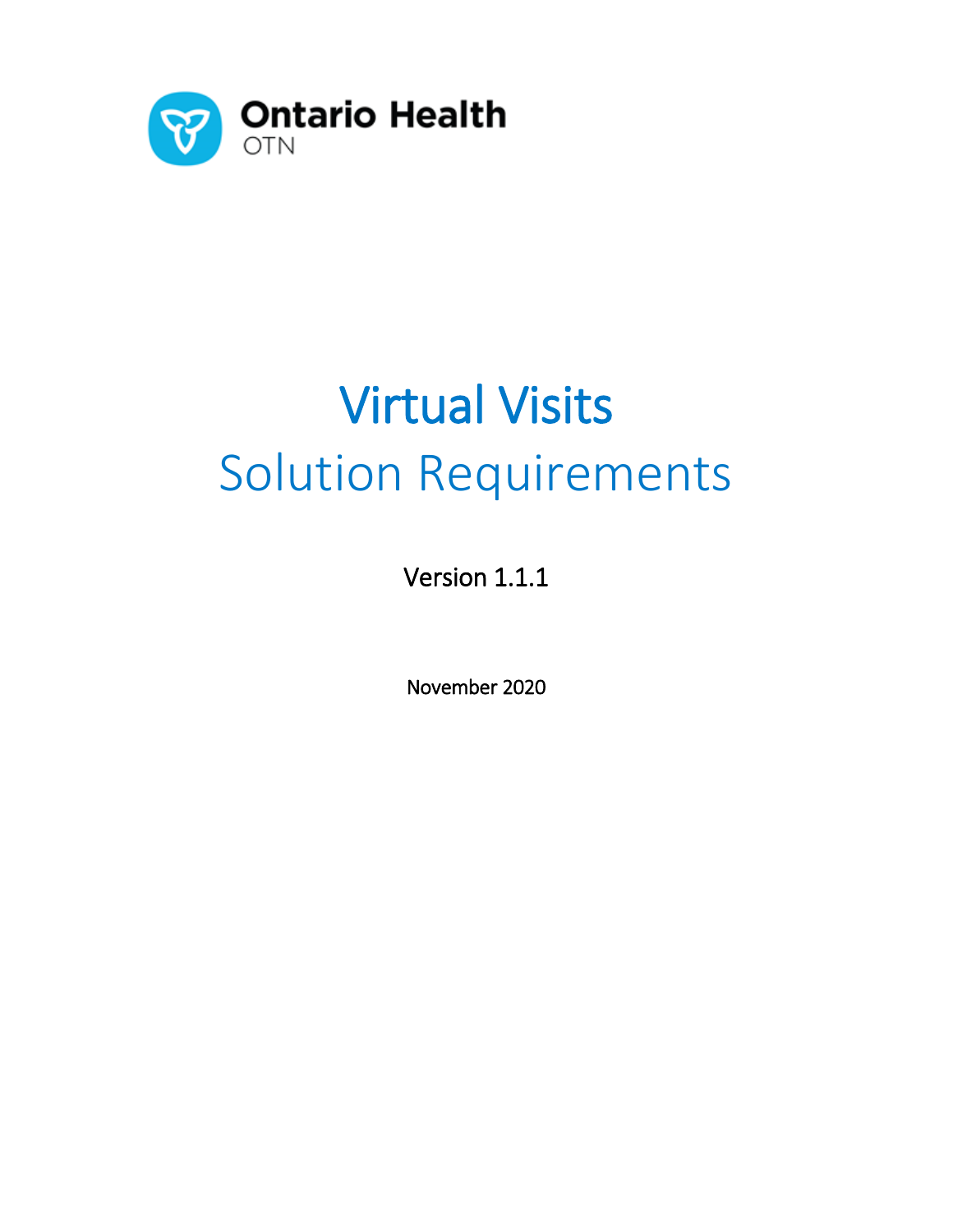Ontario Health
OTN

# Virtual Visits

## Solution Requirements

Version 1.1.1

November 2020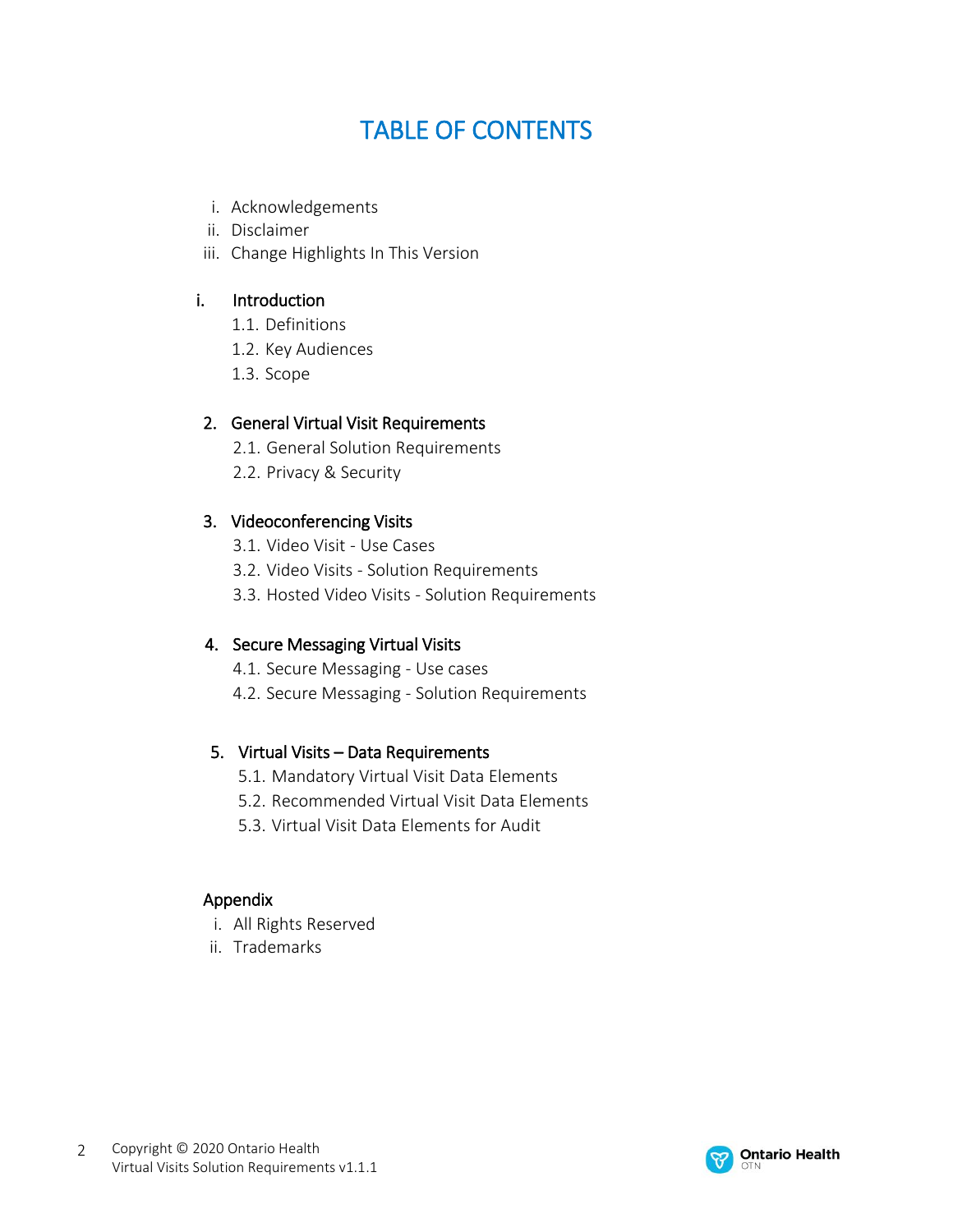# TABLE OF CONTENTS

i. Acknowledgements
ii. Disclaimer
iii. Change Highlights In This Version

**i. Introduction**

- 1.1. Definitions
- 1.2. Key Audiences
- 1.3. Scope

**2. General Virtual Visit Requirements**

- 2.1. General Solution Requirements
- 2.2. Privacy & Security

**3. Videoconferencing Visits**

- 3.1. Video Visit - Use Cases
- 3.2. Video Visits - Solution Requirements
- 3.3. Hosted Video Visits - Solution Requirements

**4. Secure Messaging Virtual Visits**

- 4.1. Secure Messaging - Use cases
- 4.2. Secure Messaging - Solution Requirements

**5. Virtual Visits – Data Requirements**

- 5.1. Mandatory Virtual Visit Data Elements
- 5.2. Recommended Virtual Visit Data Elements
- 5.3. Virtual Visit Data Elements for Audit

**Appendix**

i. All Rights Reserved
ii. Trademarks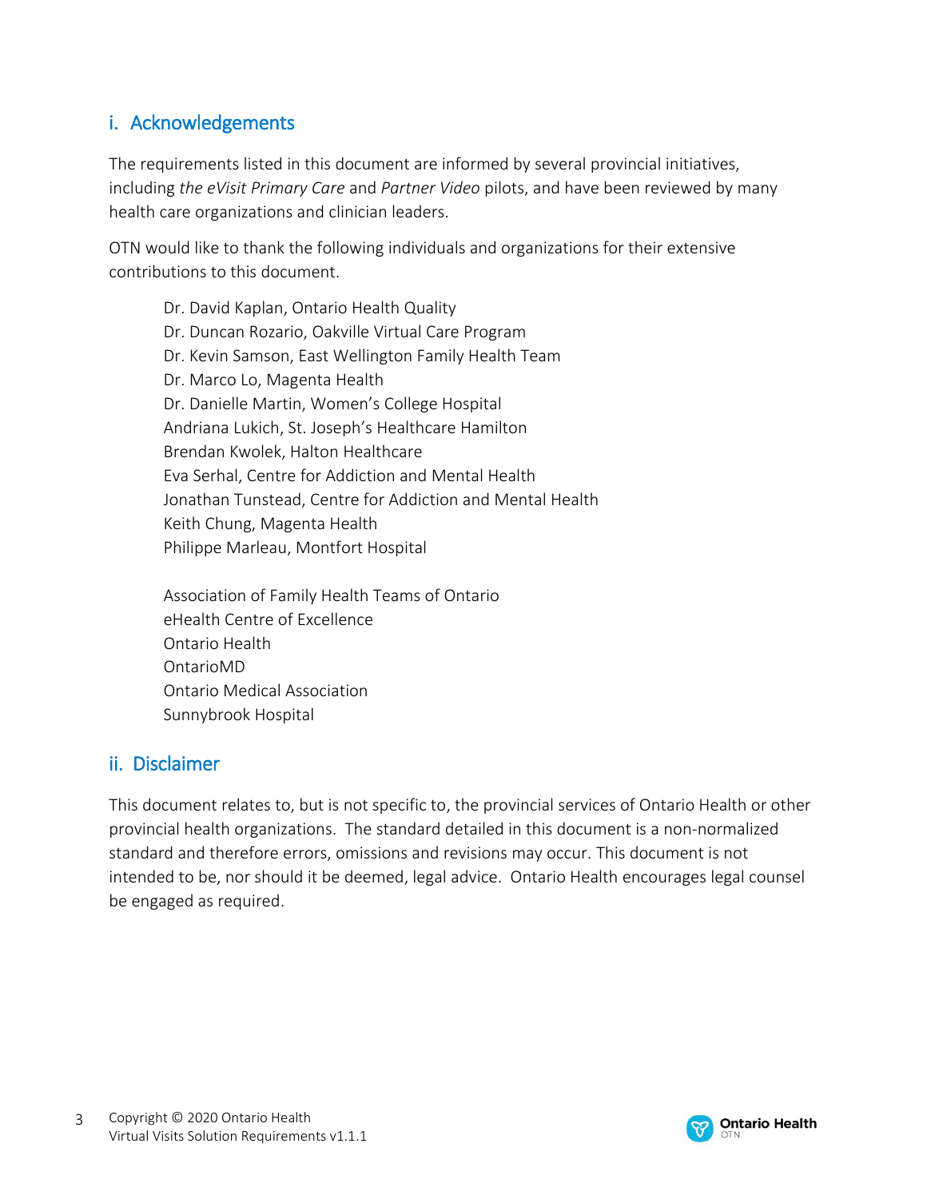## i. Acknowledgements

The requirements listed in this document are informed by several provincial initiatives, including *the eVisit Primary Care* and *Partner Video* pilots, and have been reviewed by many health care organizations and clinician leaders.

OTN would like to thank the following individuals and organizations for their extensive contributions to this document.

Dr. David Kaplan, Ontario Health Quality
Dr. Duncan Rozario, Oakville Virtual Care Program
Dr. Kevin Samson, East Wellington Family Health Team
Dr. Marco Lo, Magenta Health
Dr. Danielle Martin, Women's College Hospital
Andriana Lukich, St. Joseph's Healthcare Hamilton
Brendan Kwolek, Halton Healthcare
Eva Serhal, Centre for Addiction and Mental Health
Jonathan Tunstead, Centre for Addiction and Mental Health
Keith Chung, Magenta Health
Philippe Marleau, Montfort Hospital

Association of Family Health Teams of Ontario
eHealth Centre of Excellence
Ontario Health
OntarioMD
Ontario Medical Association
Sunnybrook Hospital

## ii. Disclaimer

This document relates to, but is not specific to, the provincial services of Ontario Health or other provincial health organizations. The standard detailed in this document is a non-normalized standard and therefore errors, omissions and revisions may occur. This document is not intended to be, nor should it be deemed, legal advice. Ontario Health encourages legal counsel be engaged as required.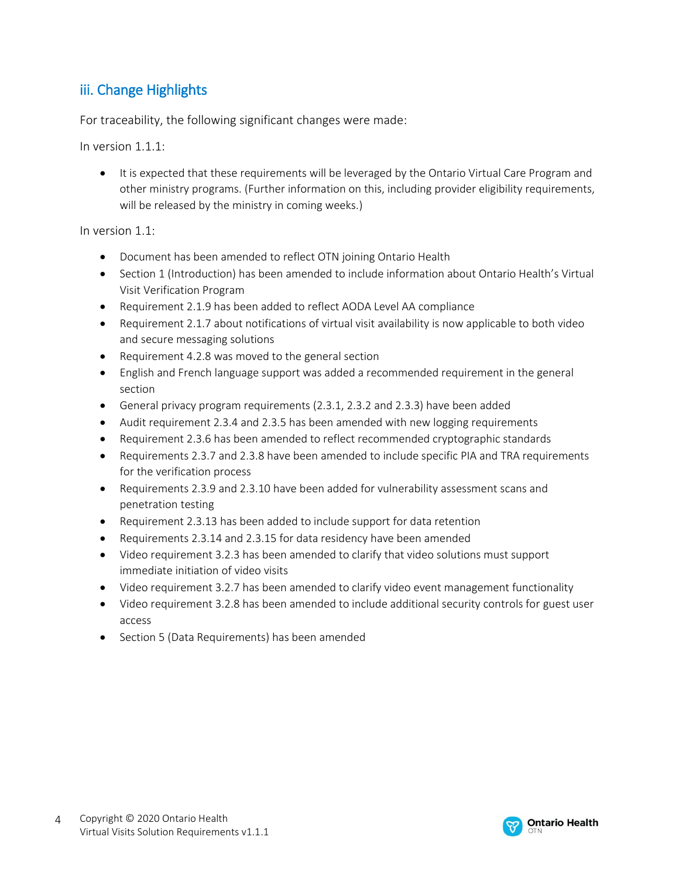## iii. Change Highlights

For traceability, the following significant changes were made:

In version 1.1.1:

- It is expected that these requirements will be leveraged by the Ontario Virtual Care Program and other ministry programs. (Further information on this, including provider eligibility requirements, will be released by the ministry in coming weeks.)

In version 1.1:

- Document has been amended to reflect OTN joining Ontario Health
- Section 1 (Introduction) has been amended to include information about Ontario Health's Virtual Visit Verification Program
- Requirement 2.1.9 has been added to reflect AODA Level AA compliance
- Requirement 2.1.7 about notifications of virtual visit availability is now applicable to both video and secure messaging solutions
- Requirement 4.2.8 was moved to the general section
- English and French language support was added a recommended requirement in the general section
- General privacy program requirements (2.3.1, 2.3.2 and 2.3.3) have been added
- Audit requirement 2.3.4 and 2.3.5 has been amended with new logging requirements
- Requirement 2.3.6 has been amended to reflect recommended cryptographic standards
- Requirements 2.3.7 and 2.3.8 have been amended to include specific PIA and TRA requirements for the verification process
- Requirements 2.3.9 and 2.3.10 have been added for vulnerability assessment scans and penetration testing
- Requirement 2.3.13 has been added to include support for data retention
- Requirements 2.3.14 and 2.3.15 for data residency have been amended
- Video requirement 3.2.3 has been amended to clarify that video solutions must support immediate initiation of video visits
- Video requirement 3.2.7 has been amended to clarify video event management functionality
- Video requirement 3.2.8 has been amended to include additional security controls for guest user access
- Section 5 (Data Requirements) has been amended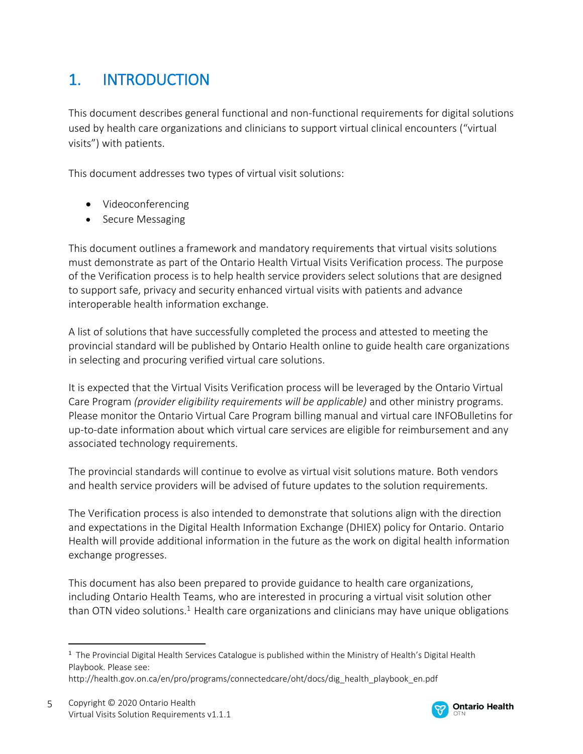# 1. INTRODUCTION

This document describes general functional and non-functional requirements for digital solutions used by health care organizations and clinicians to support virtual clinical encounters ("virtual visits") with patients.

This document addresses two types of virtual visit solutions:

- Videoconferencing
- Secure Messaging

This document outlines a framework and mandatory requirements that virtual visits solutions must demonstrate as part of the Ontario Health Virtual Visits Verification process. The purpose of the Verification process is to help health service providers select solutions that are designed to support safe, privacy and security enhanced virtual visits with patients and advance interoperable health information exchange.

A list of solutions that have successfully completed the process and attested to meeting the provincial standard will be published by Ontario Health online to guide health care organizations in selecting and procuring verified virtual care solutions.

It is expected that the Virtual Visits Verification process will be leveraged by the Ontario Virtual Care Program *(provider eligibility requirements will be applicable)* and other ministry programs. Please monitor the Ontario Virtual Care Program billing manual and virtual care INFOBulletins for up-to-date information about which virtual care services are eligible for reimbursement and any associated technology requirements.

The provincial standards will continue to evolve as virtual visit solutions mature. Both vendors and health service providers will be advised of future updates to the solution requirements.

The Verification process is also intended to demonstrate that solutions align with the direction and expectations in the Digital Health Information Exchange (DHIEX) policy for Ontario. Ontario Health will provide additional information in the future as the work on digital health information exchange progresses.

This document has also been prepared to provide guidance to health care organizations, including Ontario Health Teams, who are interested in procuring a virtual visit solution other than OTN video solutions.[1] Health care organizations and clinicians may have unique obligations

---

[1] The Provincial Digital Health Services Catalogue is published within the Ministry of Health's Digital Health Playbook. Please see: http://health.gov.on.ca/en/pro/programs/connectedcare/oht/docs/dig_health_playbook_en.pdf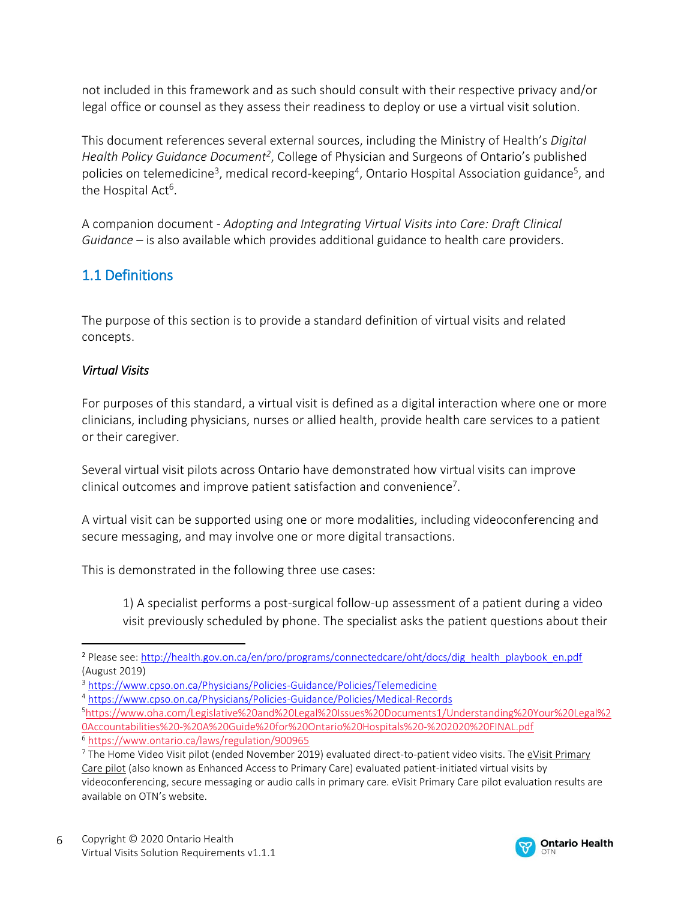not included in this framework and as such should consult with their respective privacy and/or legal office or counsel as they assess their readiness to deploy or use a virtual visit solution.

This document references several external sources, including the Ministry of Health's *Digital Health Policy Guidance Document*[2], College of Physician and Surgeons of Ontario's published policies on telemedicine[3], medical record-keeping[4], Ontario Hospital Association guidance[5], and the Hospital Act[6].

A companion document - *Adopting and Integrating Virtual Visits into Care: Draft Clinical Guidance* – is also available which provides additional guidance to health care providers.

## 1.1 Definitions

The purpose of this section is to provide a standard definition of virtual visits and related concepts.

*Virtual Visits*

For purposes of this standard, a virtual visit is defined as a digital interaction where one or more clinicians, including physicians, nurses or allied health, provide health care services to a patient or their caregiver.

Several virtual visit pilots across Ontario have demonstrated how virtual visits can improve clinical outcomes and improve patient satisfaction and convenience[7].

A virtual visit can be supported using one or more modalities, including videoconferencing and secure messaging, and may involve one or more digital transactions.

This is demonstrated in the following three use cases:

1) A specialist performs a post-surgical follow-up assessment of a patient during a video visit previously scheduled by phone. The specialist asks the patient questions about their

---

[2] Please see: http://health.gov.on.ca/en/pro/programs/connectedcare/oht/docs/dig_health_playbook_en.pdf (August 2019)

[3] https://www.cpso.on.ca/Physicians/Policies-Guidance/Policies/Telemedicine

[4] https://www.cpso.on.ca/Physicians/Policies-Guidance/Policies/Medical-Records

[5] https://www.oha.com/Legislative%20and%20Legal%20Issues%20Documents1/Understanding%20Your%20Legal%20Accountabilities%20-%20A%20Guide%20for%20Ontario%20Hospitals%20-%202020%20FINAL.pdf

[6] https://www.ontario.ca/laws/regulation/900965

[7] The Home Video Visit pilot (ended November 2019) evaluated direct-to-patient video visits. The eVisit Primary Care pilot (also known as Enhanced Access to Primary Care) evaluated patient-initiated virtual visits by videoconferencing, secure messaging or audio calls in primary care. eVisit Primary Care pilot evaluation results are available on OTN's website.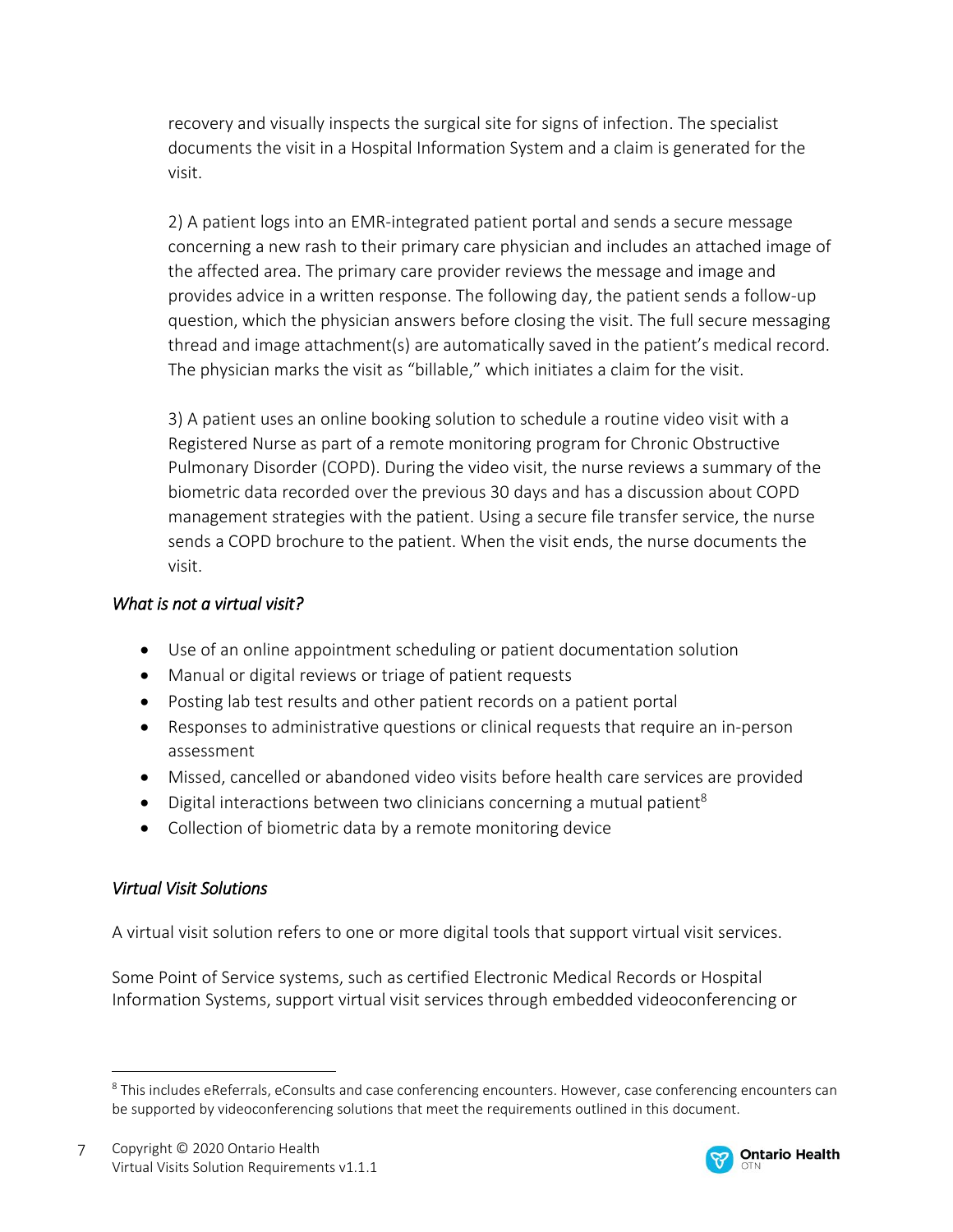recovery and visually inspects the surgical site for signs of infection. The specialist documents the visit in a Hospital Information System and a claim is generated for the visit.

2) A patient logs into an EMR-integrated patient portal and sends a secure message concerning a new rash to their primary care physician and includes an attached image of the affected area. The primary care provider reviews the message and image and provides advice in a written response. The following day, the patient sends a follow-up question, which the physician answers before closing the visit. The full secure messaging thread and image attachment(s) are automatically saved in the patient's medical record. The physician marks the visit as "billable," which initiates a claim for the visit.

3) A patient uses an online booking solution to schedule a routine video visit with a Registered Nurse as part of a remote monitoring program for Chronic Obstructive Pulmonary Disorder (COPD). During the video visit, the nurse reviews a summary of the biometric data recorded over the previous 30 days and has a discussion about COPD management strategies with the patient. Using a secure file transfer service, the nurse sends a COPD brochure to the patient. When the visit ends, the nurse documents the visit.

*What is not a virtual visit?*

- Use of an online appointment scheduling or patient documentation solution
- Manual or digital reviews or triage of patient requests
- Posting lab test results and other patient records on a patient portal
- Responses to administrative questions or clinical requests that require an in-person assessment
- Missed, cancelled or abandoned video visits before health care services are provided
- Digital interactions between two clinicians concerning a mutual patient[8]
- Collection of biometric data by a remote monitoring device

*Virtual Visit Solutions*

A virtual visit solution refers to one or more digital tools that support virtual visit services.

Some Point of Service systems, such as certified Electronic Medical Records or Hospital Information Systems, support virtual visit services through embedded videoconferencing or

[8] This includes eReferrals, eConsults and case conferencing encounters. However, case conferencing encounters can be supported by videoconferencing solutions that meet the requirements outlined in this document.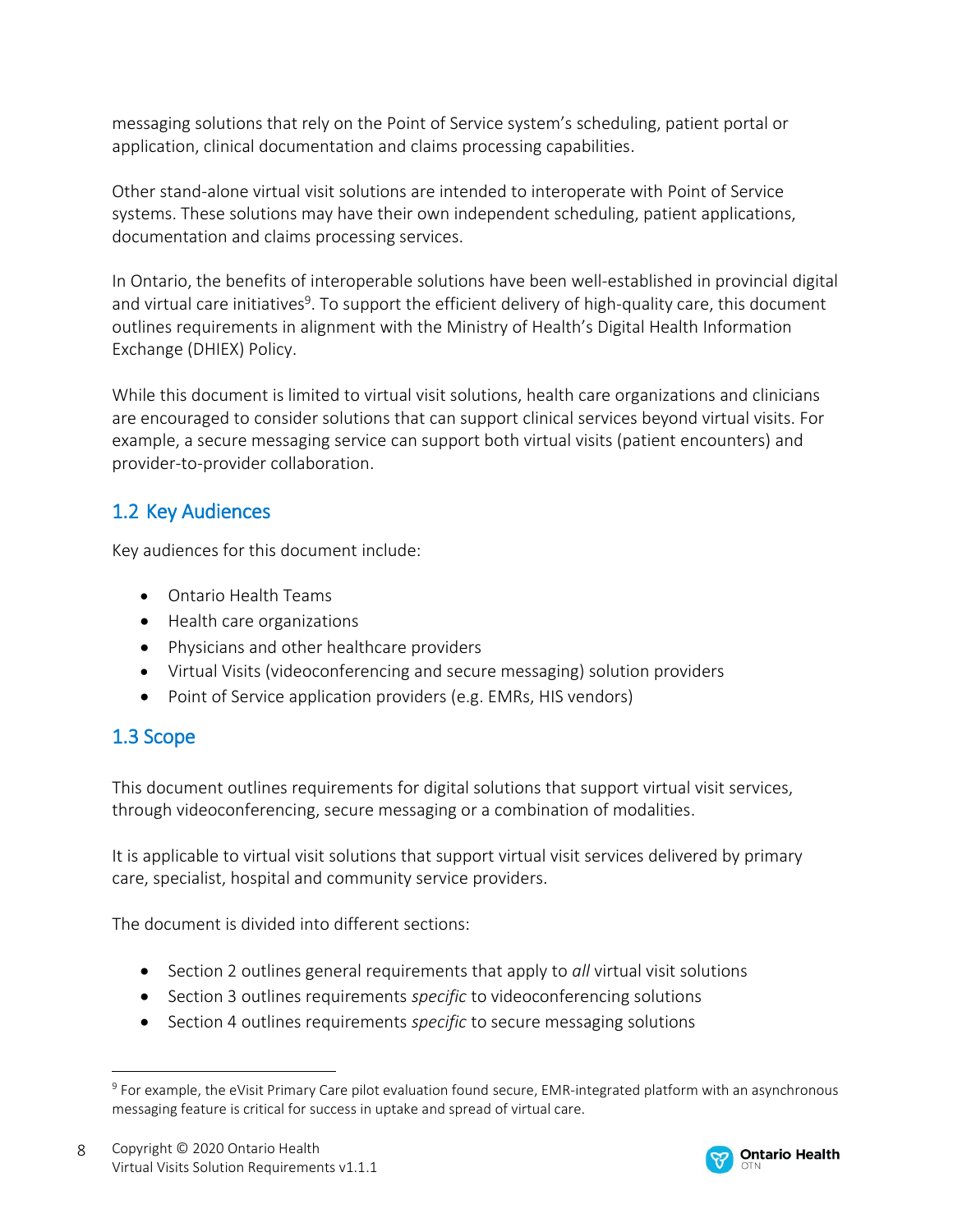messaging solutions that rely on the Point of Service system's scheduling, patient portal or application, clinical documentation and claims processing capabilities.

Other stand-alone virtual visit solutions are intended to interoperate with Point of Service systems. These solutions may have their own independent scheduling, patient applications, documentation and claims processing services.

In Ontario, the benefits of interoperable solutions have been well-established in provincial digital and virtual care initiatives[9]. To support the efficient delivery of high-quality care, this document outlines requirements in alignment with the Ministry of Health's Digital Health Information Exchange (DHIEX) Policy.

While this document is limited to virtual visit solutions, health care organizations and clinicians are encouraged to consider solutions that can support clinical services beyond virtual visits. For example, a secure messaging service can support both virtual visits (patient encounters) and provider-to-provider collaboration.

## 1.2 Key Audiences

Key audiences for this document include:

- Ontario Health Teams
- Health care organizations
- Physicians and other healthcare providers
- Virtual Visits (videoconferencing and secure messaging) solution providers
- Point of Service application providers (e.g. EMRs, HIS vendors)

## 1.3 Scope

This document outlines requirements for digital solutions that support virtual visit services, through videoconferencing, secure messaging or a combination of modalities.

It is applicable to virtual visit solutions that support virtual visit services delivered by primary care, specialist, hospital and community service providers.

The document is divided into different sections:

- Section 2 outlines general requirements that apply to *all* virtual visit solutions
- Section 3 outlines requirements *specific* to videoconferencing solutions
- Section 4 outlines requirements *specific* to secure messaging solutions

[9] For example, the eVisit Primary Care pilot evaluation found secure, EMR-integrated platform with an asynchronous messaging feature is critical for success in uptake and spread of virtual care.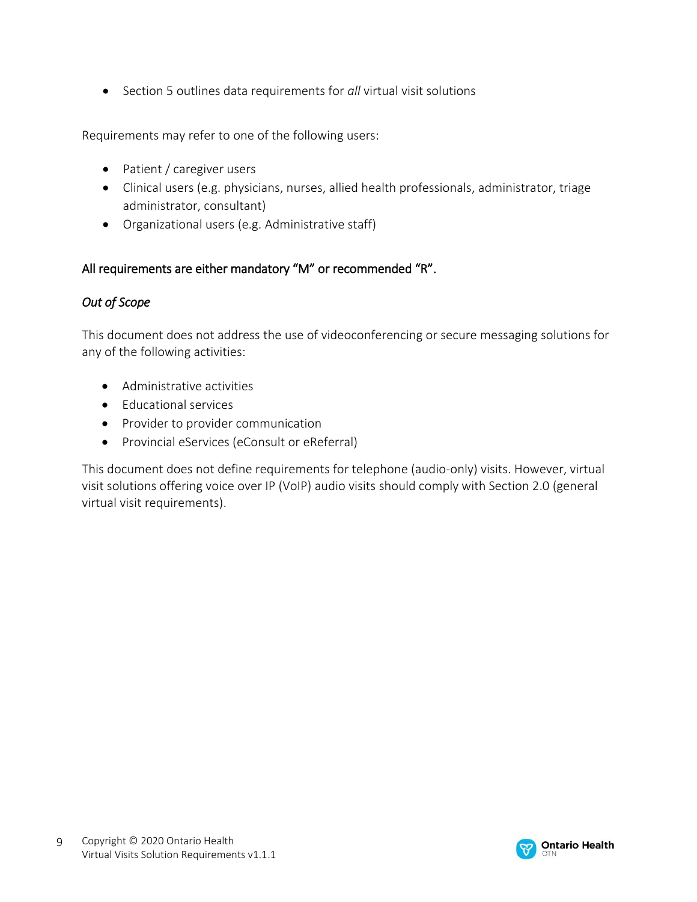- Section 5 outlines data requirements for *all* virtual visit solutions

Requirements may refer to one of the following users:

- Patient / caregiver users
- Clinical users (e.g. physicians, nurses, allied health professionals, administrator, triage administrator, consultant)
- Organizational users (e.g. Administrative staff)

All requirements are either mandatory "M" or recommended "R".

*Out of Scope*

This document does not address the use of videoconferencing or secure messaging solutions for any of the following activities:

- Administrative activities
- Educational services
- Provider to provider communication
- Provincial eServices (eConsult or eReferral)

This document does not define requirements for telephone (audio-only) visits. However, virtual visit solutions offering voice over IP (VoIP) audio visits should comply with Section 2.0 (general virtual visit requirements).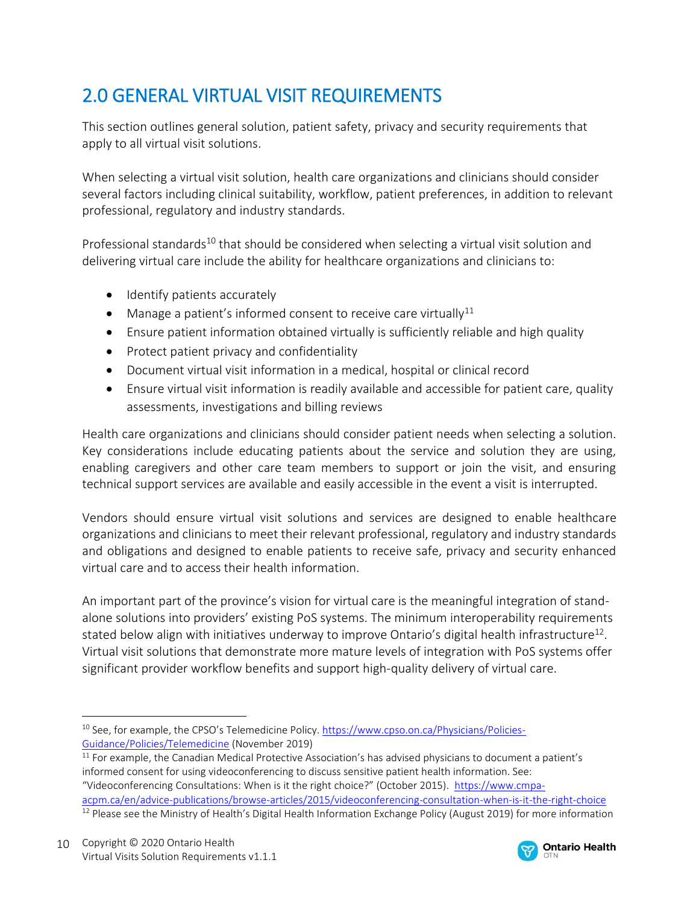# 2.0 GENERAL VIRTUAL VISIT REQUIREMENTS

This section outlines general solution, patient safety, privacy and security requirements that apply to all virtual visit solutions.

When selecting a virtual visit solution, health care organizations and clinicians should consider several factors including clinical suitability, workflow, patient preferences, in addition to relevant professional, regulatory and industry standards.

Professional standards[10] that should be considered when selecting a virtual visit solution and delivering virtual care include the ability for healthcare organizations and clinicians to:

- Identify patients accurately
- Manage a patient's informed consent to receive care virtually[11]
- Ensure patient information obtained virtually is sufficiently reliable and high quality
- Protect patient privacy and confidentiality
- Document virtual visit information in a medical, hospital or clinical record
- Ensure virtual visit information is readily available and accessible for patient care, quality assessments, investigations and billing reviews

Health care organizations and clinicians should consider patient needs when selecting a solution. Key considerations include educating patients about the service and solution they are using, enabling caregivers and other care team members to support or join the visit, and ensuring technical support services are available and easily accessible in the event a visit is interrupted.

Vendors should ensure virtual visit solutions and services are designed to enable healthcare organizations and clinicians to meet their relevant professional, regulatory and industry standards and obligations and designed to enable patients to receive safe, privacy and security enhanced virtual care and to access their health information.

An important part of the province's vision for virtual care is the meaningful integration of stand-alone solutions into providers' existing PoS systems. The minimum interoperability requirements stated below align with initiatives underway to improve Ontario's digital health infrastructure[12]. Virtual visit solutions that demonstrate more mature levels of integration with PoS systems offer significant provider workflow benefits and support high-quality delivery of virtual care.

---

[10] See, for example, the CPSO's Telemedicine Policy. https://www.cpso.on.ca/Physicians/Policies-Guidance/Policies/Telemedicine (November 2019)

[11] For example, the Canadian Medical Protective Association's has advised physicians to document a patient's informed consent for using videoconferencing to discuss sensitive patient health information. See: "Videoconferencing Consultations: When is it the right choice?" (October 2015). https://www.cmpa-acpm.ca/en/advice-publications/browse-articles/2015/videoconferencing-consultation-when-is-it-the-right-choice

[12] Please see the Ministry of Health's Digital Health Information Exchange Policy (August 2019) for more information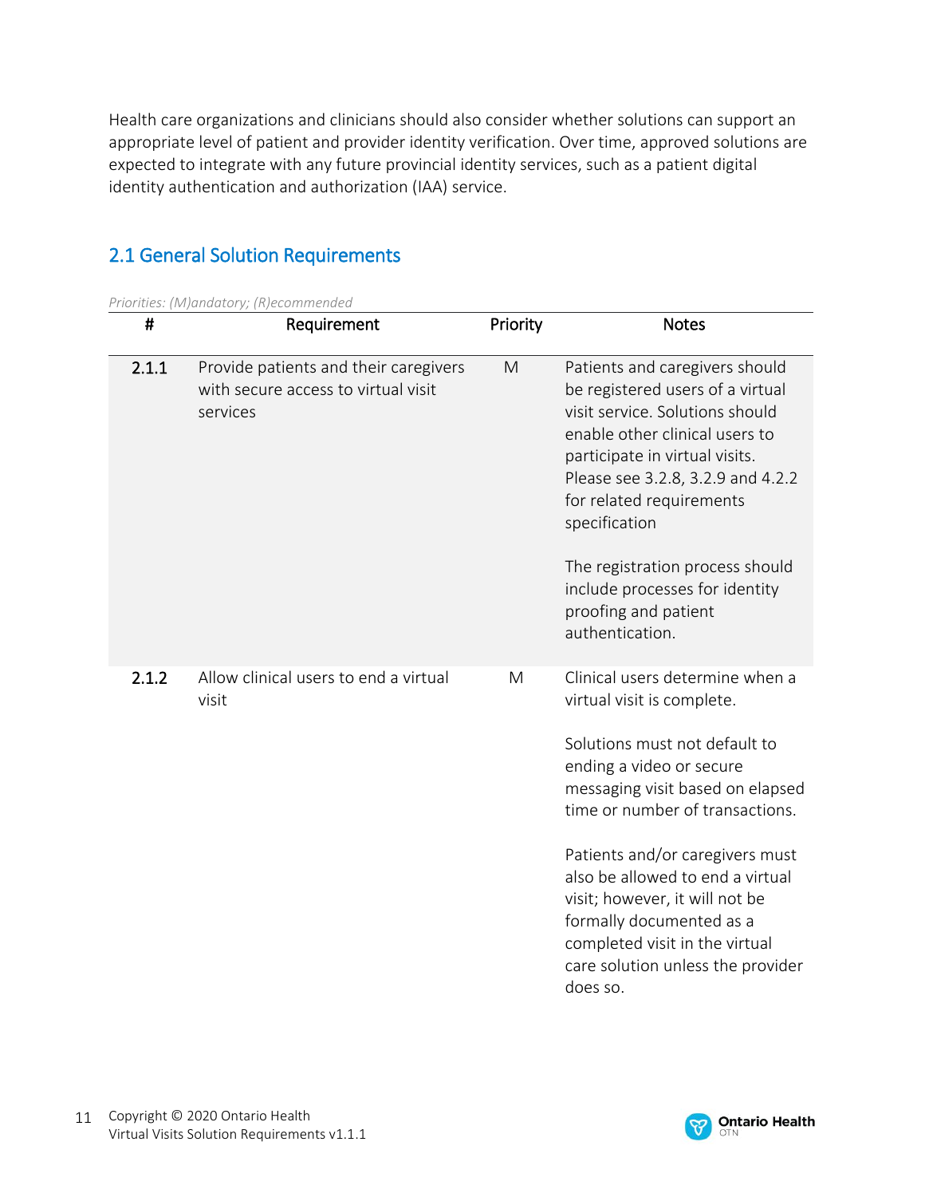Health care organizations and clinicians should also consider whether solutions can support an appropriate level of patient and provider identity verification. Over time, approved solutions are expected to integrate with any future provincial identity services, such as a patient digital identity authentication and authorization (IAA) service.

## 2.1 General Solution Requirements

*Priorities: (M)andatory; (R)ecommended*

| # | Requirement | Priority | Notes |
|---|---|---|---|
| **2.1.1** | Provide patients and their caregivers with secure access to virtual visit services | M | Patients and caregivers should be registered users of a virtual visit service. Solutions should enable other clinical users to participate in virtual visits. Please see 3.2.8, 3.2.9 and 4.2.2 for related requirements specification<br><br>The registration process should include processes for identity proofing and patient authentication. |
| **2.1.2** | Allow clinical users to end a virtual visit | M | Clinical users determine when a virtual visit is complete.<br><br>Solutions must not default to ending a video or secure messaging visit based on elapsed time or number of transactions.<br><br>Patients and/or caregivers must also be allowed to end a virtual visit; however, it will not be formally documented as a completed visit in the virtual care solution unless the provider does so. |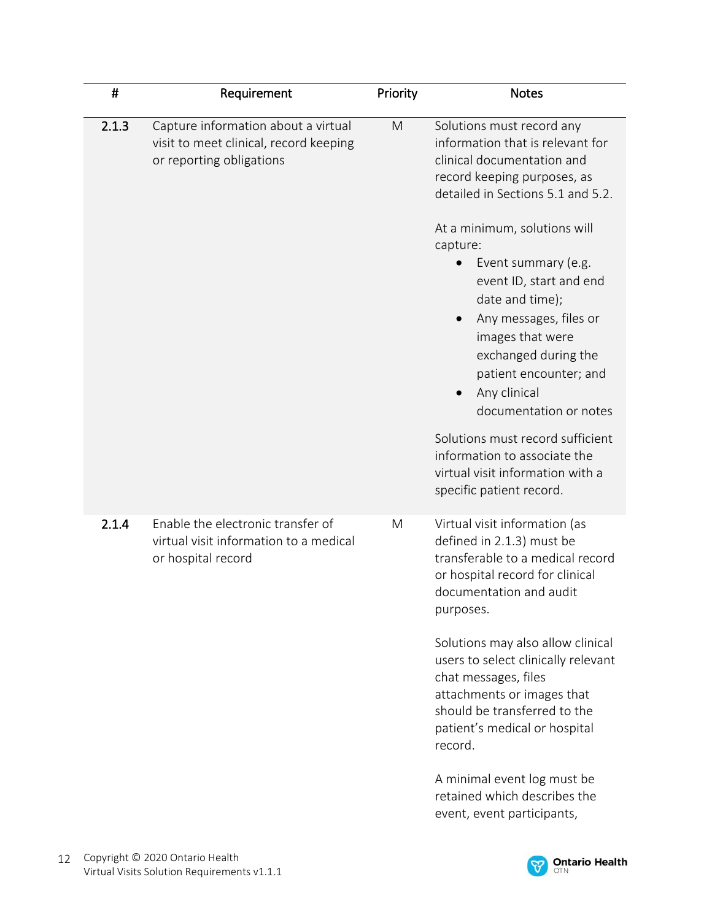| # | Requirement | Priority | Notes |
|---|---|---|---|
| 2.1.3 | Capture information about a virtual visit to meet clinical, record keeping or reporting obligations | M | Solutions must record any information that is relevant for clinical documentation and record keeping purposes, as detailed in Sections 5.1 and 5.2.<br><br>At a minimum, solutions will capture:<br>• Event summary (e.g. event ID, start and end date and time);<br>• Any messages, files or images that were exchanged during the patient encounter; and<br>• Any clinical documentation or notes<br><br>Solutions must record sufficient information to associate the virtual visit information with a specific patient record. |
| 2.1.4 | Enable the electronic transfer of virtual visit information to a medical or hospital record | M | Virtual visit information (as defined in 2.1.3) must be transferable to a medical record or hospital record for clinical documentation and audit purposes.<br><br>Solutions may also allow clinical users to select clinically relevant chat messages, files attachments or images that should be transferred to the patient's medical or hospital record.<br><br>A minimal event log must be retained which describes the event, event participants, |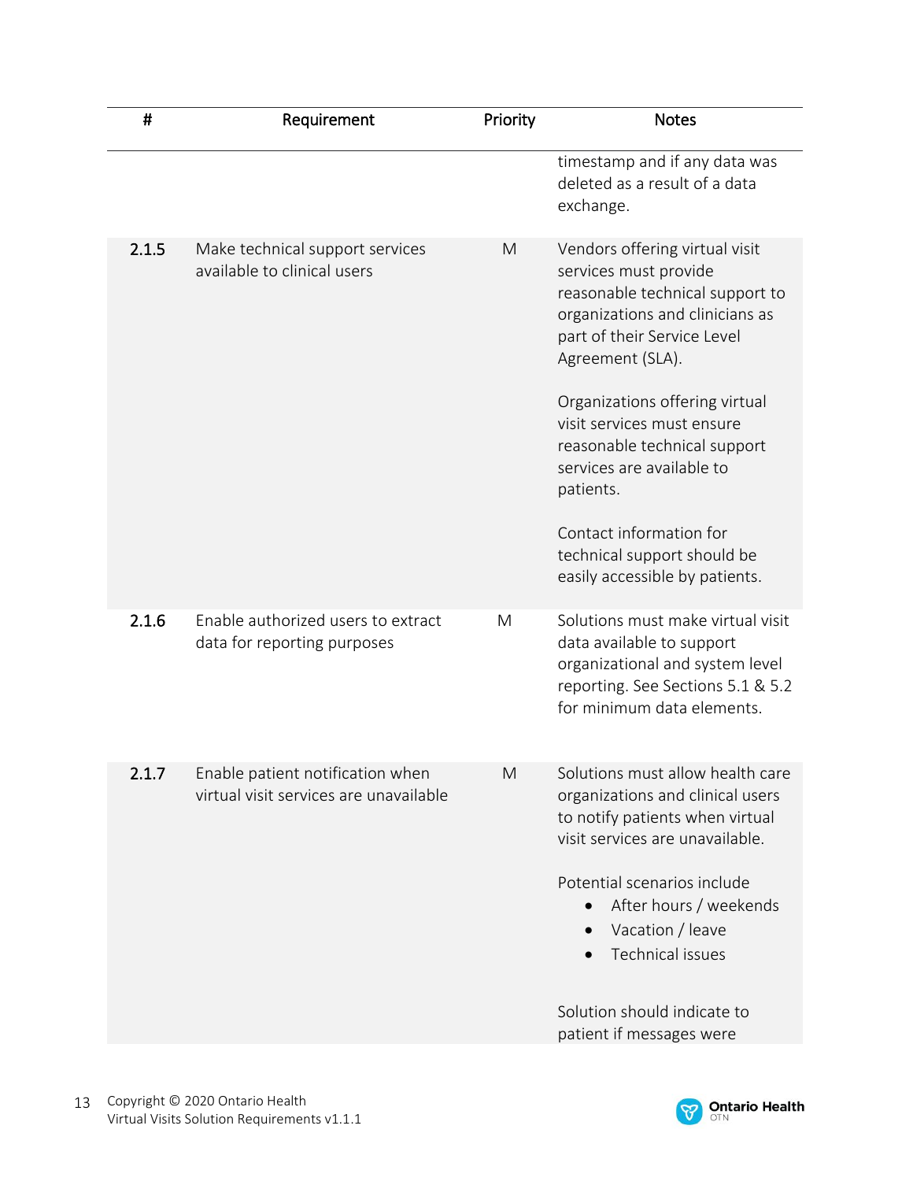| # | Requirement | Priority | Notes |
|---|---|---|---|
| | | | timestamp and if any data was deleted as a result of a data exchange. |
| 2.1.5 | Make technical support services available to clinical users | M | Vendors offering virtual visit services must provide reasonable technical support to organizations and clinicians as part of their Service Level Agreement (SLA).<br><br>Organizations offering virtual visit services must ensure reasonable technical support services are available to patients.<br><br>Contact information for technical support should be easily accessible by patients. |
| 2.1.6 | Enable authorized users to extract data for reporting purposes | M | Solutions must make virtual visit data available to support organizational and system level reporting. See Sections 5.1 & 5.2 for minimum data elements. |
| 2.1.7 | Enable patient notification when virtual visit services are unavailable | M | Solutions must allow health care organizations and clinical users to notify patients when virtual visit services are unavailable.<br><br>Potential scenarios include<br>• After hours / weekends<br>• Vacation / leave<br>• Technical issues<br><br>Solution should indicate to patient if messages were |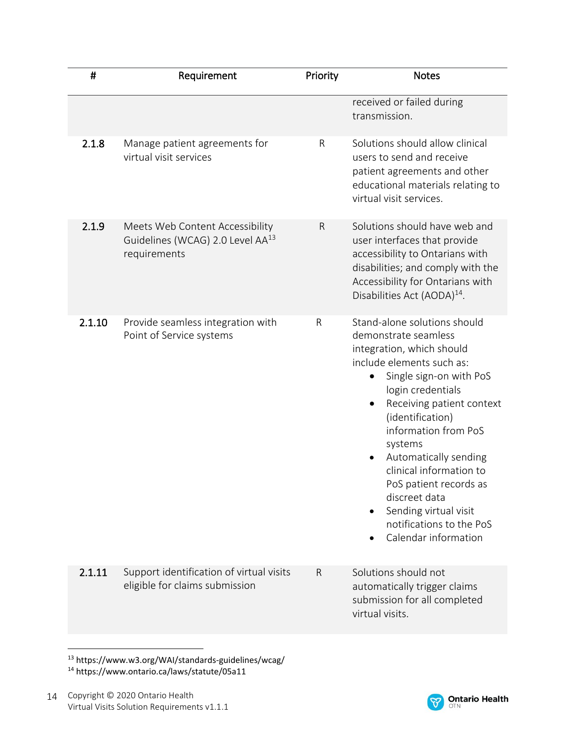| # | Requirement | Priority | Notes |
|---|---|---|---|
| | | | received or failed during transmission. |
| 2.1.8 | Manage patient agreements for virtual visit services | R | Solutions should allow clinical users to send and receive patient agreements and other educational materials relating to virtual visit services. |
| 2.1.9 | Meets Web Content Accessibility Guidelines (WCAG) 2.0 Level AA[13] requirements | R | Solutions should have web and user interfaces that provide accessibility to Ontarians with disabilities; and comply with the Accessibility for Ontarians with Disabilities Act (AODA)[14]. |
| 2.1.10 | Provide seamless integration with Point of Service systems | R | Stand-alone solutions should demonstrate seamless integration, which should include elements such as: <br>• Single sign-on with PoS login credentials <br>• Receiving patient context (identification) information from PoS systems <br>• Automatically sending clinical information to PoS patient records as discreet data <br>• Sending virtual visit notifications to the PoS <br>• Calendar information |
| 2.1.11 | Support identification of virtual visits eligible for claims submission | R | Solutions should not automatically trigger claims submission for all completed virtual visits. |

[13] https://www.w3.org/WAI/standards-guidelines/wcag/

[14] https://www.ontario.ca/laws/statute/05a11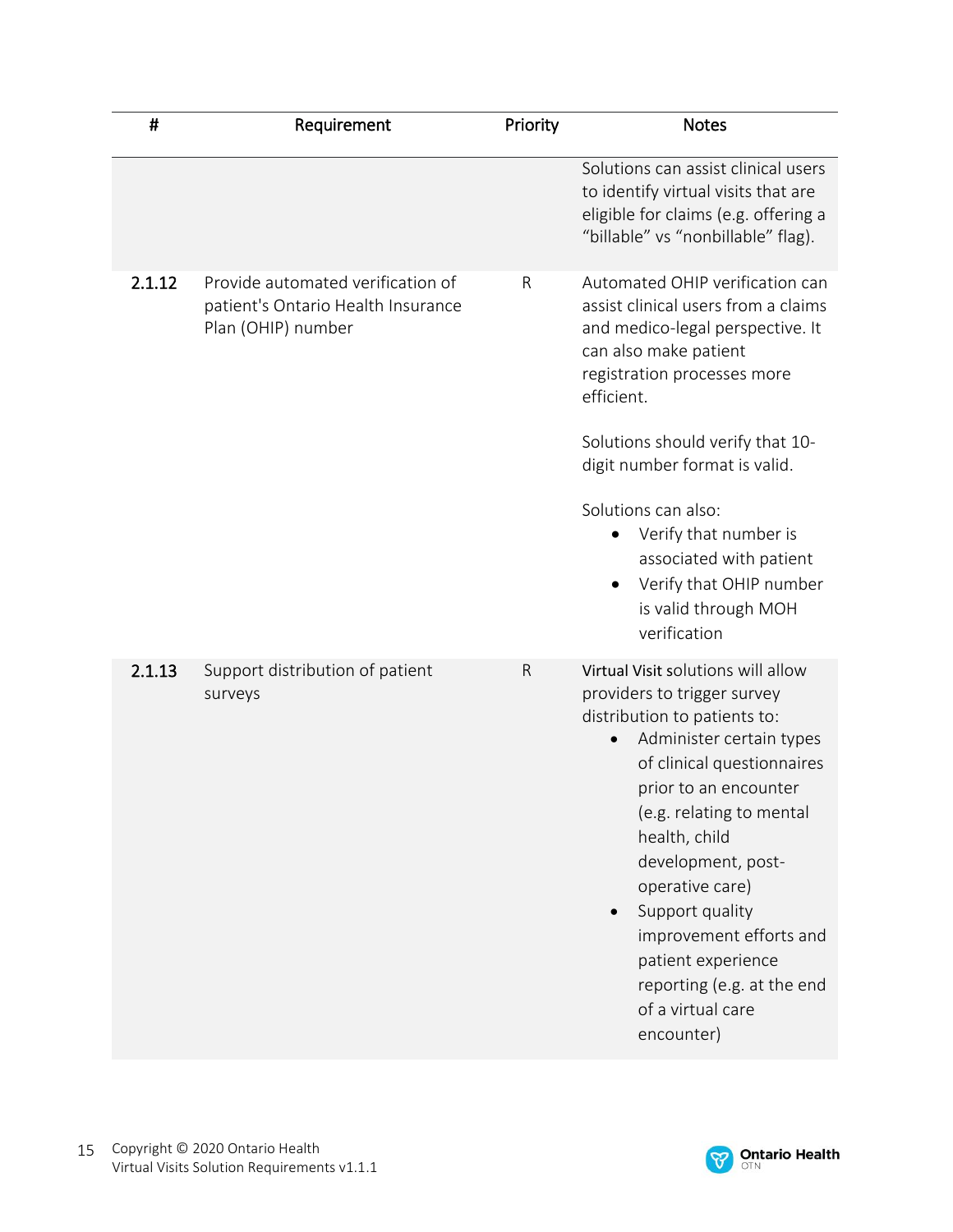| # | Requirement | Priority | Notes |
|---|---|---|---|
| | | | Solutions can assist clinical users to identify virtual visits that are eligible for claims (e.g. offering a “billable” vs “nonbillable” flag). |
| **2.1.12** | Provide automated verification of patient's Ontario Health Insurance Plan (OHIP) number | R | Automated OHIP verification can assist clinical users from a claims and medico-legal perspective. It can also make patient registration processes more efficient.<br><br>Solutions should verify that 10-digit number format is valid.<br><br>Solutions can also:<br>• Verify that number is associated with patient<br>• Verify that OHIP number is valid through MOH verification |
| **2.1.13** | Support distribution of patient surveys | R | Virtual Visit solutions will allow providers to trigger survey distribution to patients to:<br>• Administer certain types of clinical questionnaires prior to an encounter (e.g. relating to mental health, child development, post-operative care)<br>• Support quality improvement efforts and patient experience reporting (e.g. at the end of a virtual care encounter) |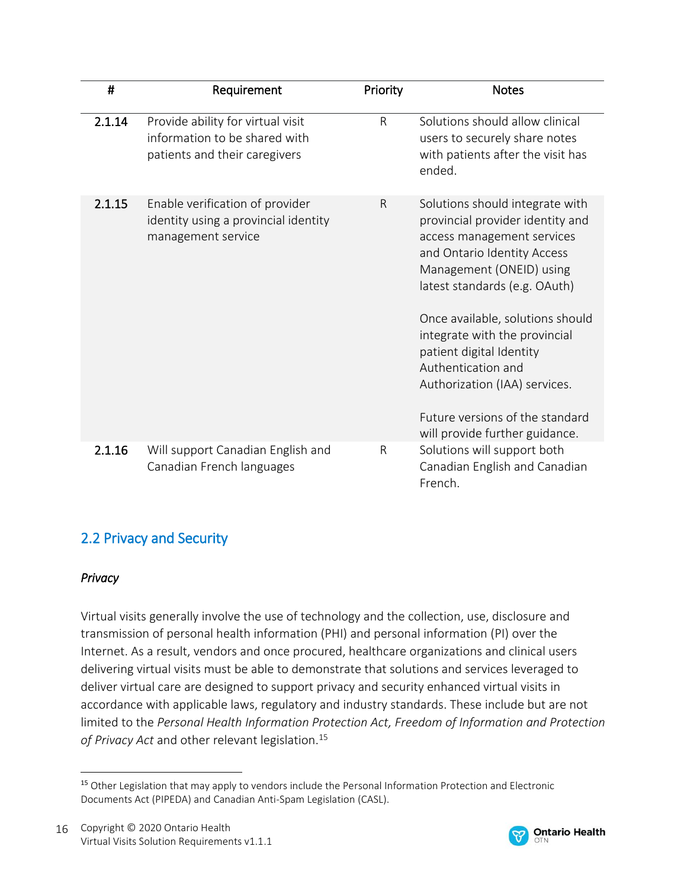| # | Requirement | Priority | Notes |
|---|---|---|---|
| **2.1.14** | Provide ability for virtual visit information to be shared with patients and their caregivers | R | Solutions should allow clinical users to securely share notes with patients after the visit has ended. |
| **2.1.15** | Enable verification of provider identity using a provincial identity management service | R | Solutions should integrate with provincial provider identity and access management services and Ontario Identity Access Management (ONEID) using latest standards (e.g. OAuth)<br><br>Once available, solutions should integrate with the provincial patient digital Identity Authentication and Authorization (IAA) services.<br><br>Future versions of the standard will provide further guidance. |
| **2.1.16** | Will support Canadian English and Canadian French languages | R | Solutions will support both Canadian English and Canadian French. |

## 2.2 Privacy and Security

### *Privacy*

Virtual visits generally involve the use of technology and the collection, use, disclosure and transmission of personal health information (PHI) and personal information (PI) over the Internet. As a result, vendors and once procured, healthcare organizations and clinical users delivering virtual visits must be able to demonstrate that solutions and services leveraged to deliver virtual care are designed to support privacy and security enhanced virtual visits in accordance with applicable laws, regulatory and industry standards. These include but are not limited to the *Personal Health Information Protection Act, Freedom of Information and Protection of Privacy Act* and other relevant legislation.[15]

[15] Other Legislation that may apply to vendors include the Personal Information Protection and Electronic Documents Act (PIPEDA) and Canadian Anti-Spam Legislation (CASL).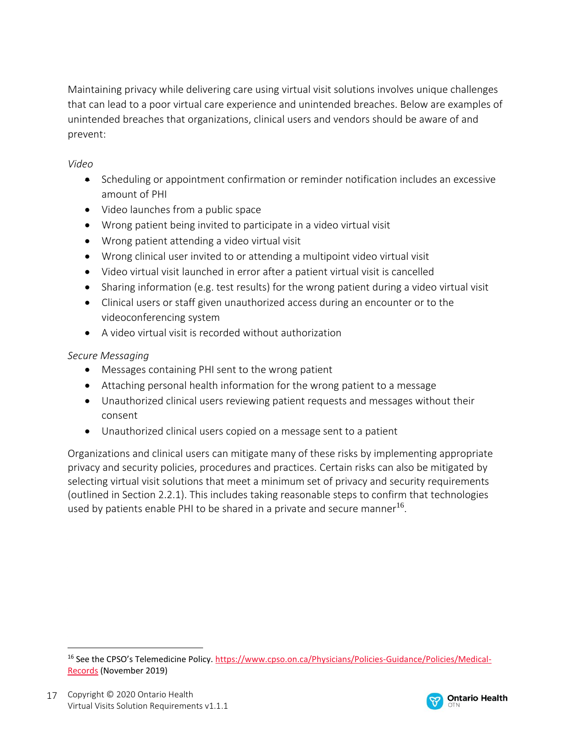Maintaining privacy while delivering care using virtual visit solutions involves unique challenges that can lead to a poor virtual care experience and unintended breaches. Below are examples of unintended breaches that organizations, clinical users and vendors should be aware of and prevent:

*Video*

- Scheduling or appointment confirmation or reminder notification includes an excessive amount of PHI
- Video launches from a public space
- Wrong patient being invited to participate in a video virtual visit
- Wrong patient attending a video virtual visit
- Wrong clinical user invited to or attending a multipoint video virtual visit
- Video virtual visit launched in error after a patient virtual visit is cancelled
- Sharing information (e.g. test results) for the wrong patient during a video virtual visit
- Clinical users or staff given unauthorized access during an encounter or to the videoconferencing system
- A video virtual visit is recorded without authorization

*Secure Messaging*

- Messages containing PHI sent to the wrong patient
- Attaching personal health information for the wrong patient to a message
- Unauthorized clinical users reviewing patient requests and messages without their consent
- Unauthorized clinical users copied on a message sent to a patient

Organizations and clinical users can mitigate many of these risks by implementing appropriate privacy and security policies, procedures and practices. Certain risks can also be mitigated by selecting virtual visit solutions that meet a minimum set of privacy and security requirements (outlined in Section 2.2.1). This includes taking reasonable steps to confirm that technologies used by patients enable PHI to be shared in a private and secure manner[16].

[16] See the CPSO's Telemedicine Policy. https://www.cpso.on.ca/Physicians/Policies-Guidance/Policies/Medical-Records (November 2019)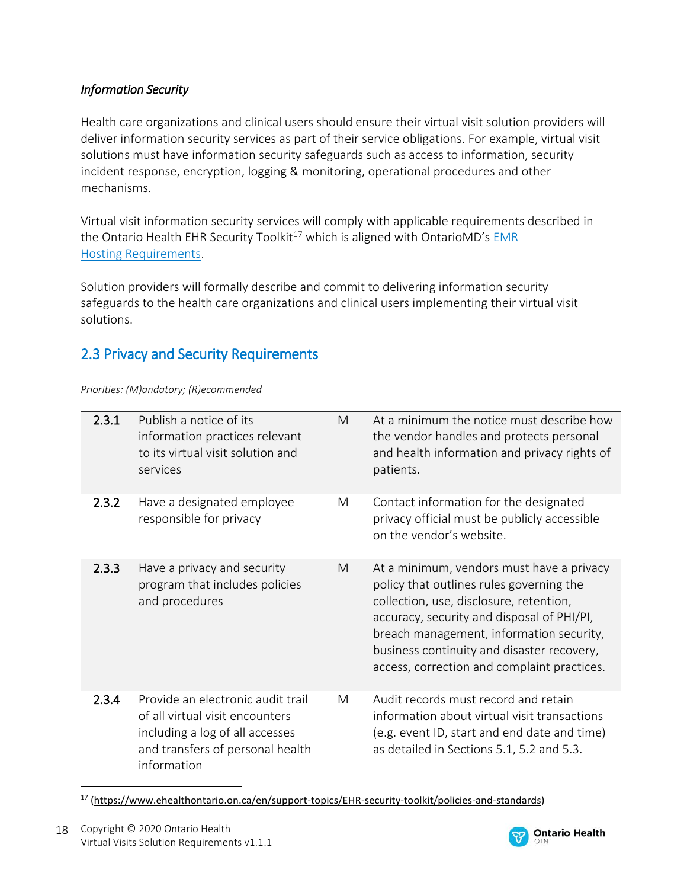*Information Security*

Health care organizations and clinical users should ensure their virtual visit solution providers will deliver information security services as part of their service obligations. For example, virtual visit solutions must have information security safeguards such as access to information, security incident response, encryption, logging & monitoring, operational procedures and other mechanisms.

Virtual visit information security services will comply with applicable requirements described in the Ontario Health EHR Security Toolkit[17] which is aligned with OntarioMD's [EMR Hosting Requirements](#).

Solution providers will formally describe and commit to delivering information security safeguards to the health care organizations and clinical users implementing their virtual visit solutions.

## 2.3 Privacy and Security Requirements

*Priorities: (M)andatory; (R)ecommended*

| | | | |
|---|---|---|---|
| **2.3.1** | Publish a notice of its information practices relevant to its virtual visit solution and services | M | At a minimum the notice must describe how the vendor handles and protects personal and health information and privacy rights of patients. |
| **2.3.2** | Have a designated employee responsible for privacy | M | Contact information for the designated privacy official must be publicly accessible on the vendor's website. |
| **2.3.3** | Have a privacy and security program that includes policies and procedures | M | At a minimum, vendors must have a privacy policy that outlines rules governing the collection, use, disclosure, retention, accuracy, security and disposal of PHI/PI, breach management, information security, business continuity and disaster recovery, access, correction and complaint practices. |
| **2.3.4** | Provide an electronic audit trail of all virtual visit encounters including a log of all accesses and transfers of personal health information | M | Audit records must record and retain information about virtual visit transactions (e.g. event ID, start and end date and time) as detailed in Sections 5.1, 5.2 and 5.3. |

[17] (https://www.ehealthontario.on.ca/en/support-topics/EHR-security-toolkit/policies-and-standards)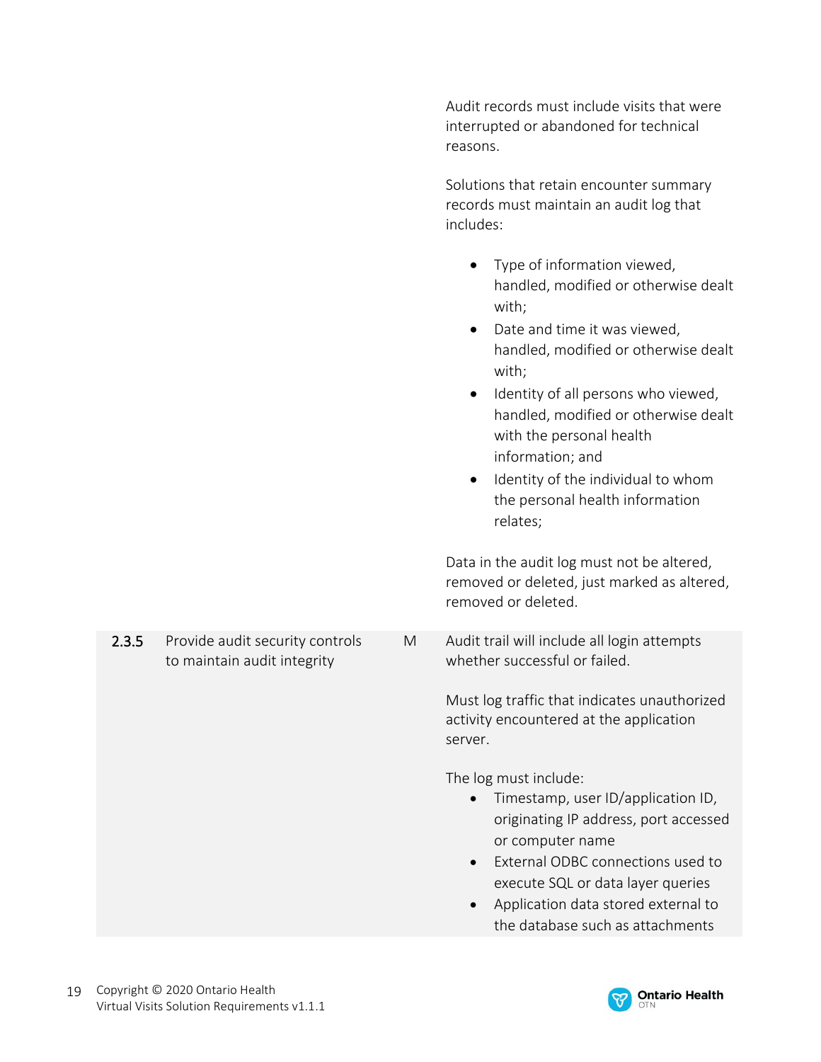| | | | |
|---|---|---|---|
| | | | Audit records must include visits that were interrupted or abandoned for technical reasons.<br><br>Solutions that retain encounter summary records must maintain an audit log that includes:<br><ul><li>Type of information viewed, handled, modified or otherwise dealt with;</li><li>Date and time it was viewed, handled, modified or otherwise dealt with;</li><li>Identity of all persons who viewed, handled, modified or otherwise dealt with the personal health information; and</li><li>Identity of the individual to whom the personal health information relates;</li></ul>Data in the audit log must not be altered, removed or deleted, just marked as altered, removed or deleted. |
| **2.3.5** | Provide audit security controls to maintain audit integrity | M | Audit trail will include all login attempts whether successful or failed.<br><br>Must log traffic that indicates unauthorized activity encountered at the application server.<br><br>The log must include:<br><ul><li>Timestamp, user ID/application ID, originating IP address, port accessed or computer name</li><li>External ODBC connections used to execute SQL or data layer queries</li><li>Application data stored external to the database such as attachments</li></ul> |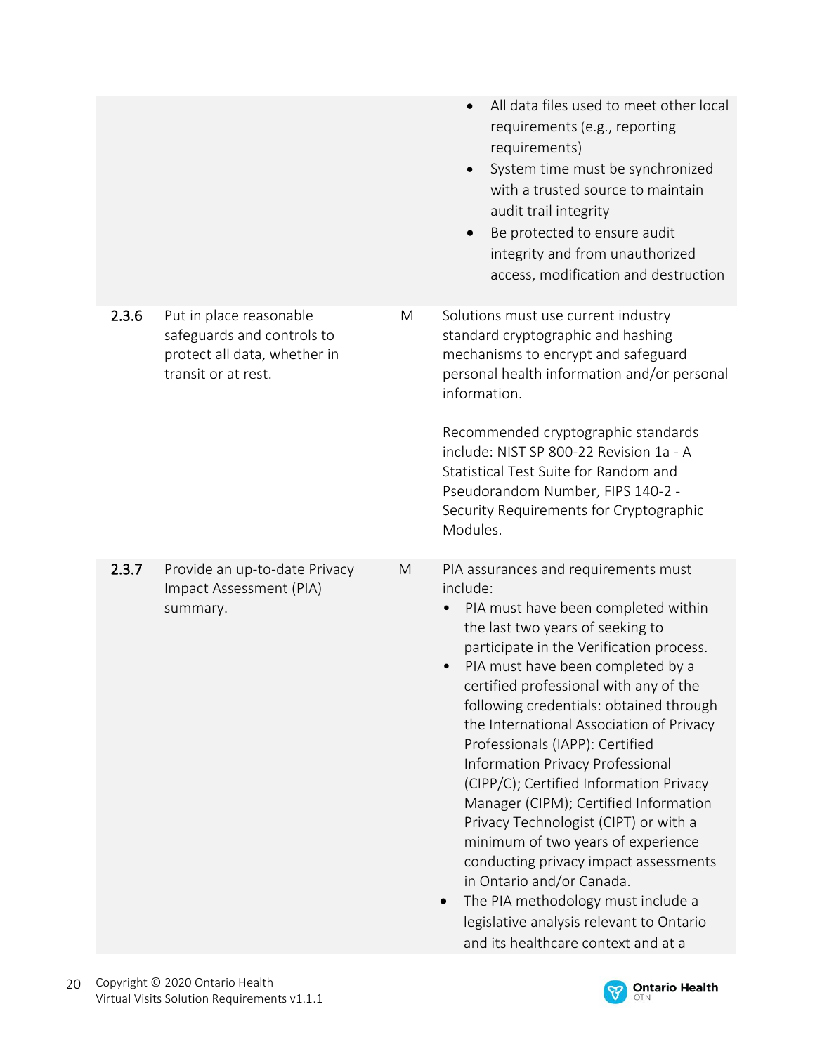| | | | |
|---|---|---|---|
| | | | • All data files used to meet other local requirements (e.g., reporting requirements)<br>• System time must be synchronized with a trusted source to maintain audit trail integrity<br>• Be protected to ensure audit integrity and from unauthorized access, modification and destruction |
| **2.3.6** | Put in place reasonable safeguards and controls to protect all data, whether in transit or at rest. | M | Solutions must use current industry standard cryptographic and hashing mechanisms to encrypt and safeguard personal health information and/or personal information.<br><br>Recommended cryptographic standards include: NIST SP 800-22 Revision 1a - A Statistical Test Suite for Random and Pseudorandom Number, FIPS 140-2 - Security Requirements for Cryptographic Modules. |
| **2.3.7** | Provide an up-to-date Privacy Impact Assessment (PIA) summary. | M | PIA assurances and requirements must include:<br>• PIA must have been completed within the last two years of seeking to participate in the Verification process.<br>• PIA must have been completed by a certified professional with any of the following credentials: obtained through the International Association of Privacy Professionals (IAPP): Certified Information Privacy Professional (CIPP/C); Certified Information Privacy Manager (CIPM); Certified Information Privacy Technologist (CIPT) or with a minimum of two years of experience conducting privacy impact assessments in Ontario and/or Canada.<br>• The PIA methodology must include a legislative analysis relevant to Ontario and its healthcare context and at a |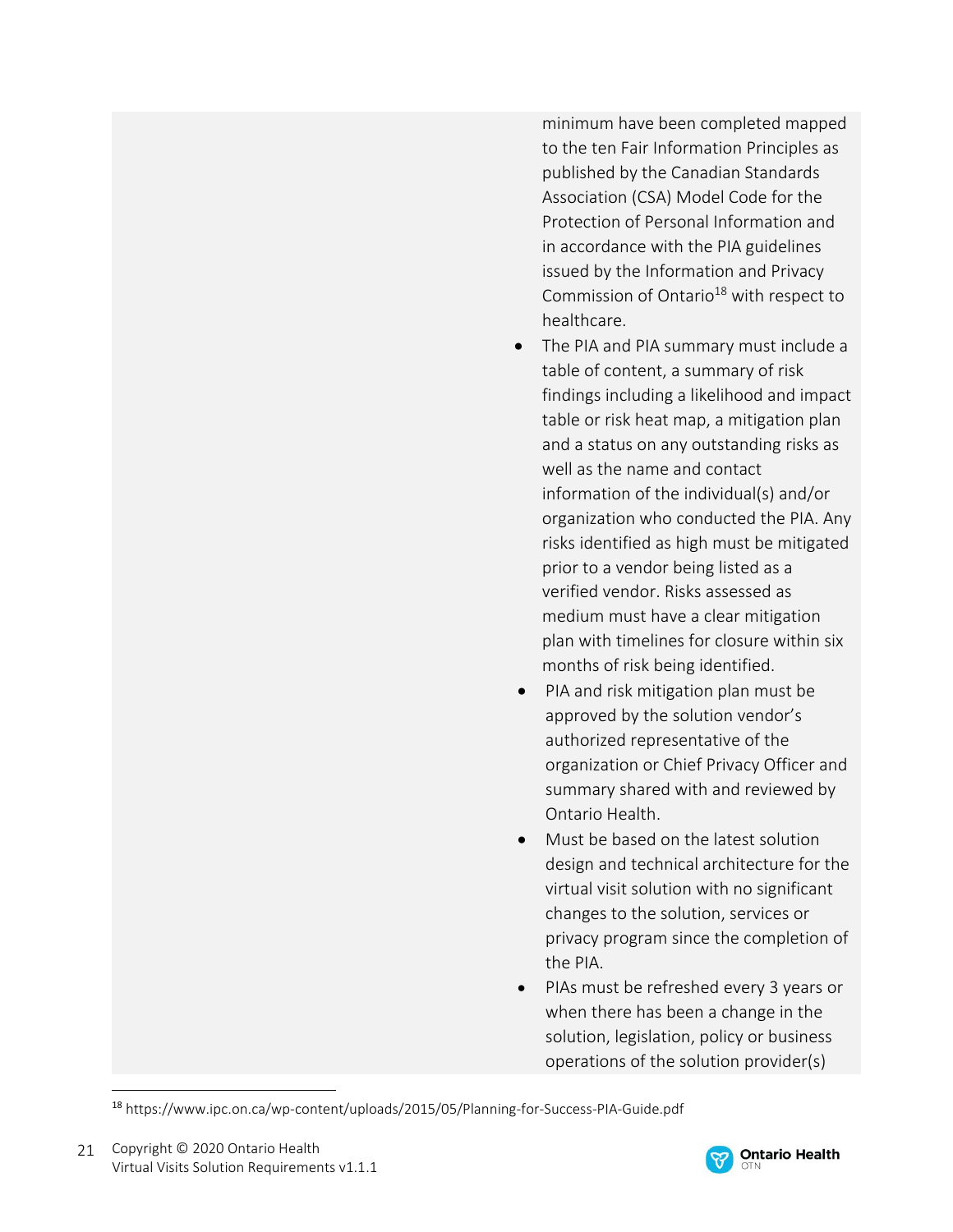| | |
|---|---|
| | minimum have been completed mapped to the ten Fair Information Principles as published by the Canadian Standards Association (CSA) Model Code for the Protection of Personal Information and in accordance with the PIA guidelines issued by the Information and Privacy Commission of Ontario[18] with respect to healthcare.<br>• The PIA and PIA summary must include a table of content, a summary of risk findings including a likelihood and impact table or risk heat map, a mitigation plan and a status on any outstanding risks as well as the name and contact information of the individual(s) and/or organization who conducted the PIA. Any risks identified as high must be mitigated prior to a vendor being listed as a verified vendor. Risks assessed as medium must have a clear mitigation plan with timelines for closure within six months of risk being identified.<br>• PIA and risk mitigation plan must be approved by the solution vendor's authorized representative of the organization or Chief Privacy Officer and summary shared with and reviewed by Ontario Health.<br>• Must be based on the latest solution design and technical architecture for the virtual visit solution with no significant changes to the solution, services or privacy program since the completion of the PIA.<br>• PIAs must be refreshed every 3 years or when there has been a change in the solution, legislation, policy or business operations of the solution provider(s) |

[18] https://www.ipc.on.ca/wp-content/uploads/2015/05/Planning-for-Success-PIA-Guide.pdf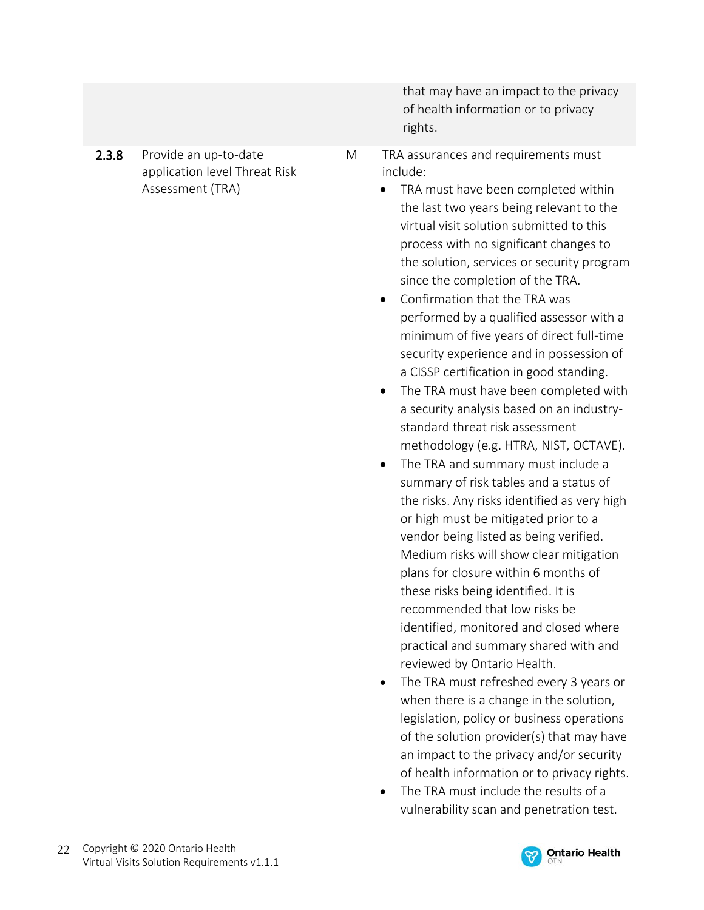| | | | |
|---|---|---|---|
| | | | that may have an impact to the privacy of health information or to privacy rights. |
| **2.3.8** | Provide an up-to-date application level Threat Risk Assessment (TRA) | M | TRA assurances and requirements must include:<br>• TRA must have been completed within the last two years being relevant to the virtual visit solution submitted to this process with no significant changes to the solution, services or security program since the completion of the TRA.<br>• Confirmation that the TRA was performed by a qualified assessor with a minimum of five years of direct full-time security experience and in possession of a CISSP certification in good standing.<br>• The TRA must have been completed with a security analysis based on an industry-standard threat risk assessment methodology (e.g. HTRA, NIST, OCTAVE).<br>• The TRA and summary must include a summary of risk tables and a status of the risks. Any risks identified as very high or high must be mitigated prior to a vendor being listed as being verified. Medium risks will show clear mitigation plans for closure within 6 months of these risks being identified. It is recommended that low risks be identified, monitored and closed where practical and summary shared with and reviewed by Ontario Health.<br>• The TRA must refreshed every 3 years or when there is a change in the solution, legislation, policy or business operations of the solution provider(s) that may have an impact to the privacy and/or security of health information or to privacy rights.<br>• The TRA must include the results of a vulnerability scan and penetration test. |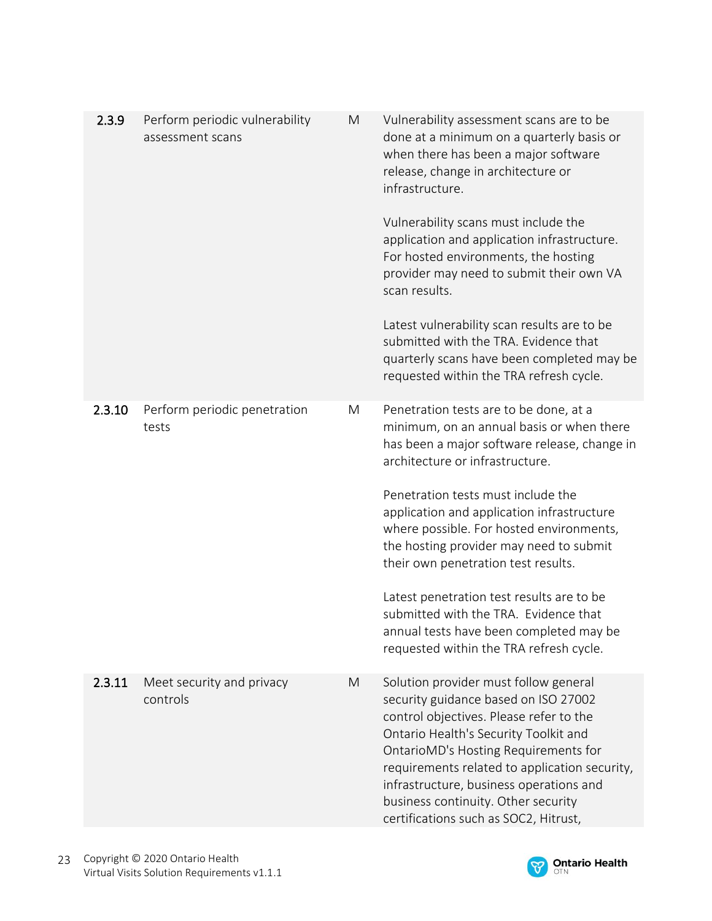| | | | |
|---|---|---|---|
| 2.3.9 | Perform periodic vulnerability assessment scans | M | Vulnerability assessment scans are to be done at a minimum on a quarterly basis or when there has been a major software release, change in architecture or infrastructure.<br><br>Vulnerability scans must include the application and application infrastructure. For hosted environments, the hosting provider may need to submit their own VA scan results.<br><br>Latest vulnerability scan results are to be submitted with the TRA. Evidence that quarterly scans have been completed may be requested within the TRA refresh cycle. |
| 2.3.10 | Perform periodic penetration tests | M | Penetration tests are to be done, at a minimum, on an annual basis or when there has been a major software release, change in architecture or infrastructure.<br><br>Penetration tests must include the application and application infrastructure where possible. For hosted environments, the hosting provider may need to submit their own penetration test results.<br><br>Latest penetration test results are to be submitted with the TRA. Evidence that annual tests have been completed may be requested within the TRA refresh cycle. |
| 2.3.11 | Meet security and privacy controls | M | Solution provider must follow general security guidance based on ISO 27002 control objectives. Please refer to the Ontario Health's Security Toolkit and OntarioMD's Hosting Requirements for requirements related to application security, infrastructure, business operations and business continuity. Other security certifications such as SOC2, Hitrust, |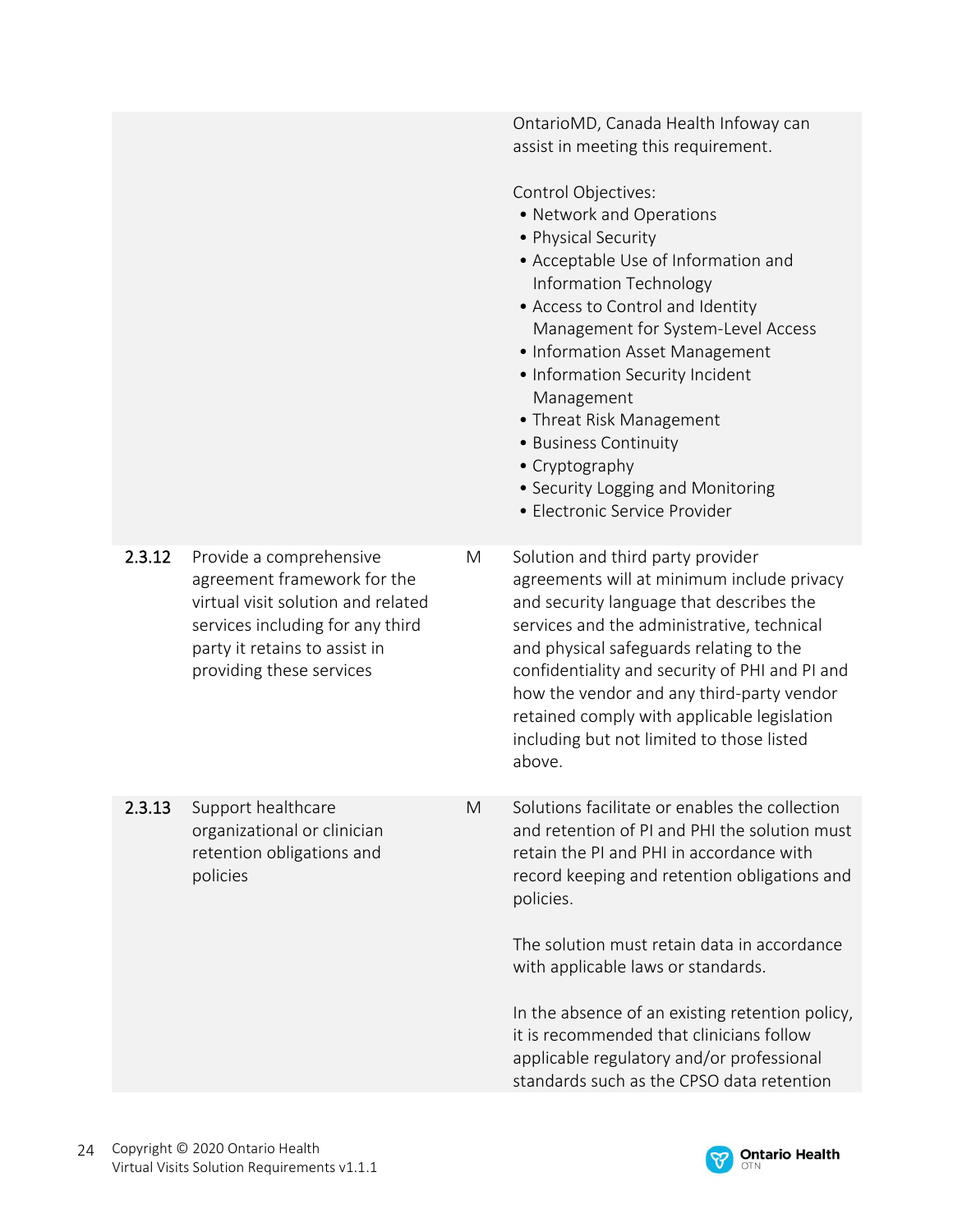| | | | |
|---|---|---|---|
| | | | OntarioMD, Canada Health Infoway can assist in meeting this requirement.<br><br>Control Objectives:<br>• Network and Operations<br>• Physical Security<br>• Acceptable Use of Information and Information Technology<br>• Access to Control and Identity Management for System-Level Access<br>• Information Asset Management<br>• Information Security Incident Management<br>• Threat Risk Management<br>• Business Continuity<br>• Cryptography<br>• Security Logging and Monitoring<br>• Electronic Service Provider |
| **2.3.12** | Provide a comprehensive agreement framework for the virtual visit solution and related services including for any third party it retains to assist in providing these services | M | Solution and third party provider agreements will at minimum include privacy and security language that describes the services and the administrative, technical and physical safeguards relating to the confidentiality and security of PHI and PI and how the vendor and any third-party vendor retained comply with applicable legislation including but not limited to those listed above. |
| **2.3.13** | Support healthcare organizational or clinician retention obligations and policies | M | Solutions facilitate or enables the collection and retention of PI and PHI the solution must retain the PI and PHI in accordance with record keeping and retention obligations and policies.<br><br>The solution must retain data in accordance with applicable laws or standards.<br><br>In the absence of an existing retention policy, it is recommended that clinicians follow applicable regulatory and/or professional standards such as the CPSO data retention |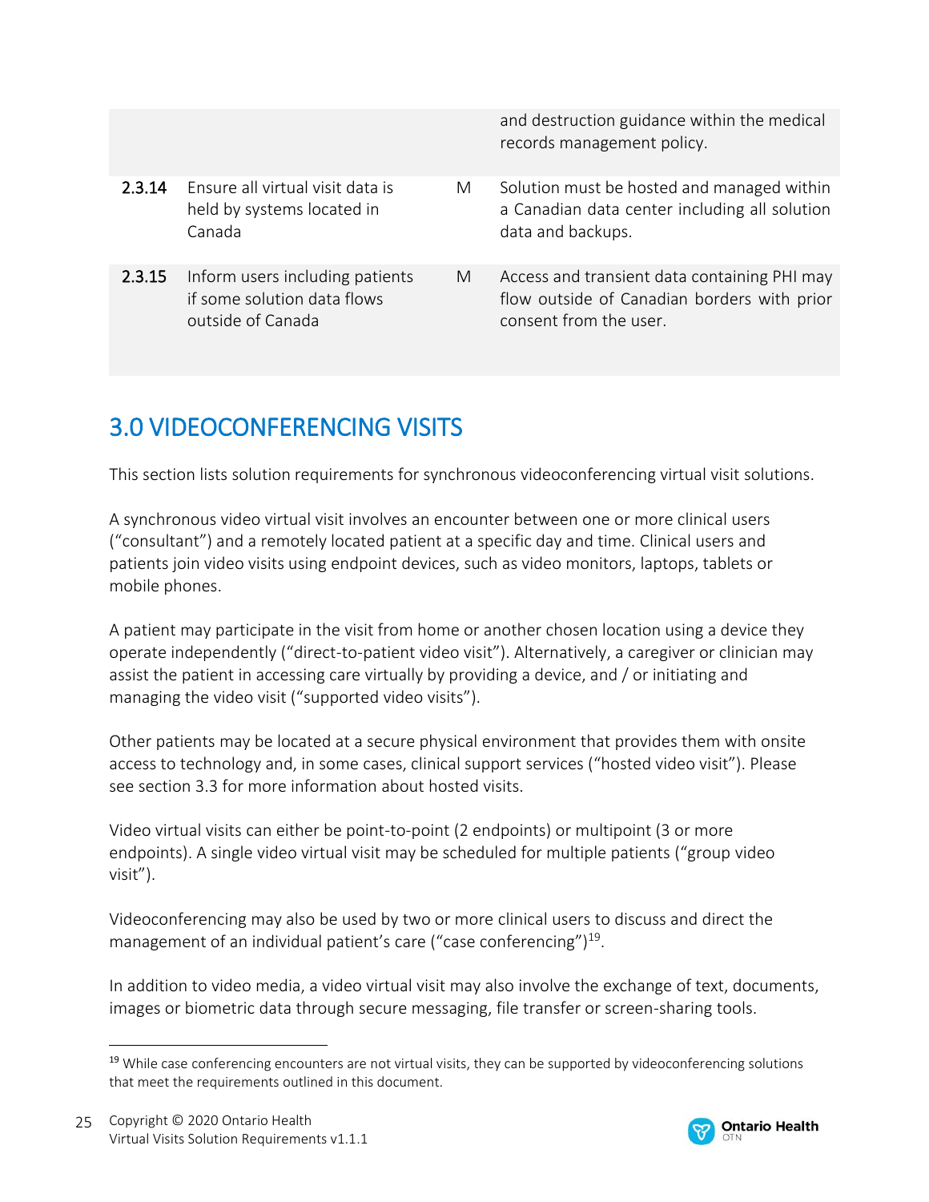| | | | |
|---|---|---|---|
| | | | and destruction guidance within the medical records management policy. |
| **2.3.14** | Ensure all virtual visit data is held by systems located in Canada | M | Solution must be hosted and managed within a Canadian data center including all solution data and backups. |
| **2.3.15** | Inform users including patients if some solution data flows outside of Canada | M | Access and transient data containing PHI may flow outside of Canadian borders with prior consent from the user. |

# 3.0 VIDEOCONFERENCING VISITS

This section lists solution requirements for synchronous videoconferencing virtual visit solutions.

A synchronous video virtual visit involves an encounter between one or more clinical users ("consultant") and a remotely located patient at a specific day and time. Clinical users and patients join video visits using endpoint devices, such as video monitors, laptops, tablets or mobile phones.

A patient may participate in the visit from home or another chosen location using a device they operate independently ("direct-to-patient video visit"). Alternatively, a caregiver or clinician may assist the patient in accessing care virtually by providing a device, and / or initiating and managing the video visit ("supported video visits").

Other patients may be located at a secure physical environment that provides them with onsite access to technology and, in some cases, clinical support services ("hosted video visit"). Please see section 3.3 for more information about hosted visits.

Video virtual visits can either be point-to-point (2 endpoints) or multipoint (3 or more endpoints). A single video virtual visit may be scheduled for multiple patients ("group video visit").

Videoconferencing may also be used by two or more clinical users to discuss and direct the management of an individual patient's care ("case conferencing")[19].

In addition to video media, a video virtual visit may also involve the exchange of text, documents, images or biometric data through secure messaging, file transfer or screen-sharing tools.

---

[19] While case conferencing encounters are not virtual visits, they can be supported by videoconferencing solutions that meet the requirements outlined in this document.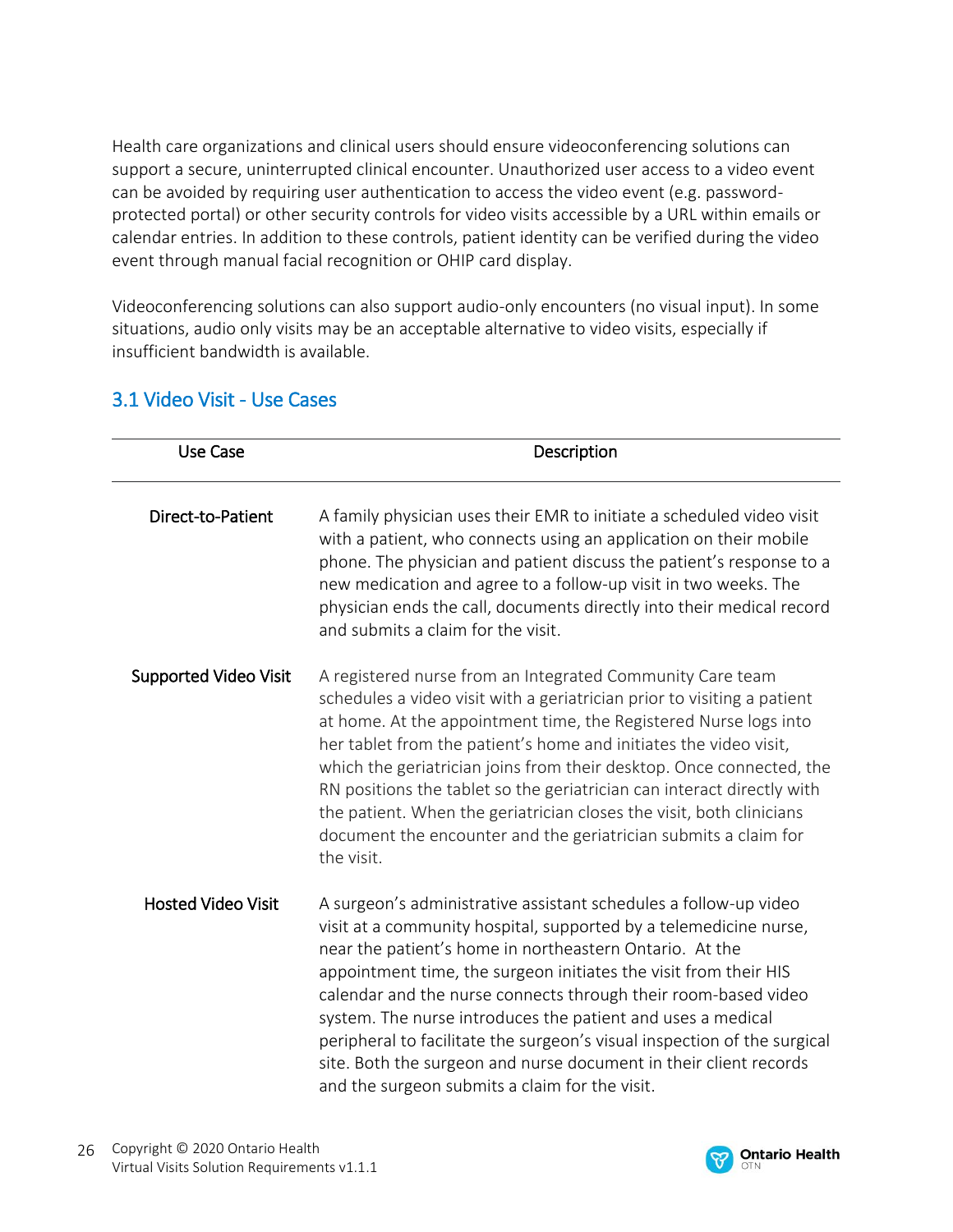Health care organizations and clinical users should ensure videoconferencing solutions can support a secure, uninterrupted clinical encounter. Unauthorized user access to a video event can be avoided by requiring user authentication to access the video event (e.g. password-protected portal) or other security controls for video visits accessible by a URL within emails or calendar entries. In addition to these controls, patient identity can be verified during the video event through manual facial recognition or OHIP card display.

Videoconferencing solutions can also support audio-only encounters (no visual input). In some situations, audio only visits may be an acceptable alternative to video visits, especially if insufficient bandwidth is available.

## 3.1 Video Visit - Use Cases

| Use Case | Description |
|---|---|
| Direct-to-Patient | A family physician uses their EMR to initiate a scheduled video visit with a patient, who connects using an application on their mobile phone. The physician and patient discuss the patient's response to a new medication and agree to a follow-up visit in two weeks. The physician ends the call, documents directly into their medical record and submits a claim for the visit. |
| Supported Video Visit | A registered nurse from an Integrated Community Care team schedules a video visit with a geriatrician prior to visiting a patient at home. At the appointment time, the Registered Nurse logs into her tablet from the patient's home and initiates the video visit, which the geriatrician joins from their desktop. Once connected, the RN positions the tablet so the geriatrician can interact directly with the patient. When the geriatrician closes the visit, both clinicians document the encounter and the geriatrician submits a claim for the visit. |
| Hosted Video Visit | A surgeon's administrative assistant schedules a follow-up video visit at a community hospital, supported by a telemedicine nurse, near the patient's home in northeastern Ontario. At the appointment time, the surgeon initiates the visit from their HIS calendar and the nurse connects through their room-based video system. The nurse introduces the patient and uses a medical peripheral to facilitate the surgeon's visual inspection of the surgical site. Both the surgeon and nurse document in their client records and the surgeon submits a claim for the visit. |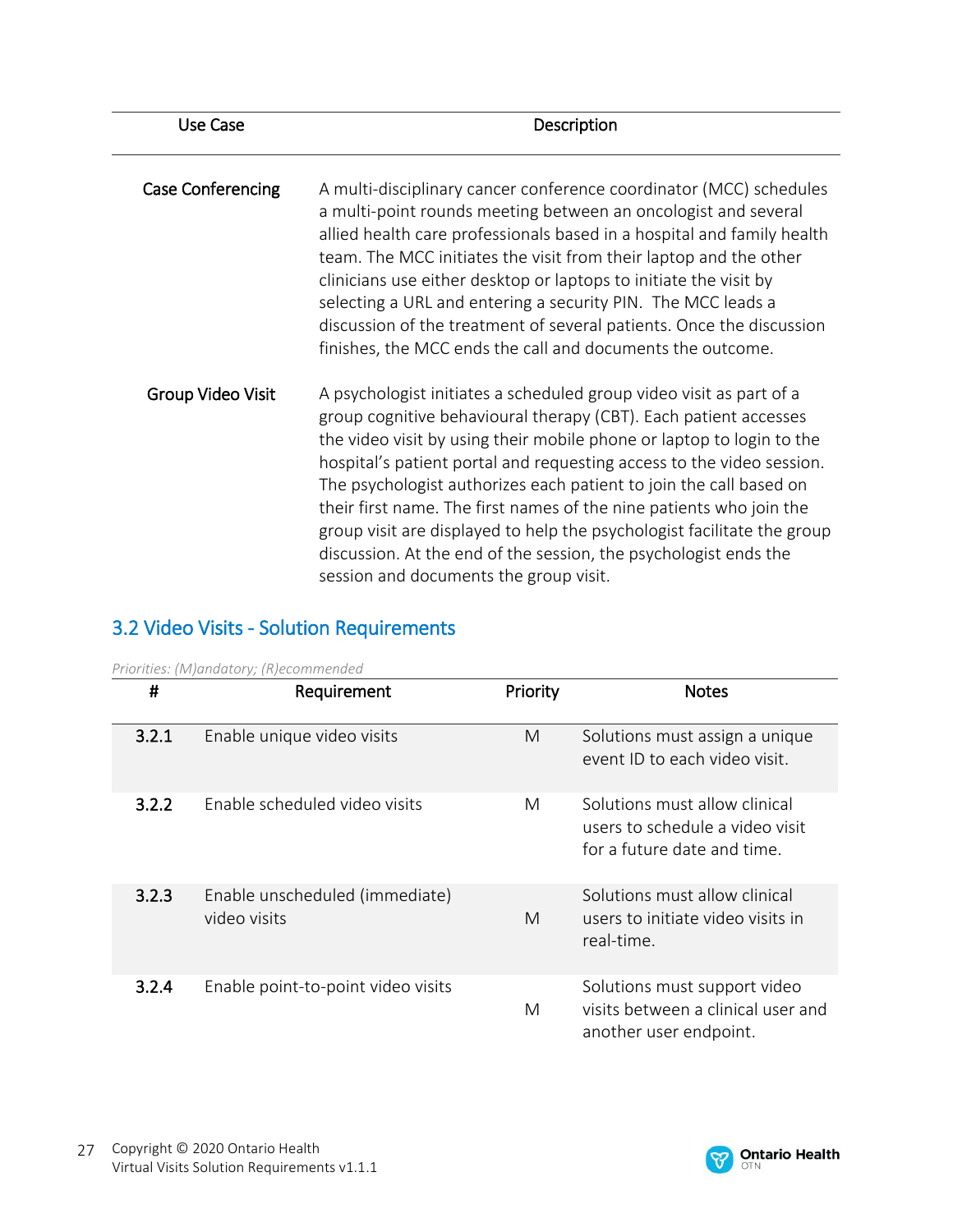| Use Case | Description |
| --- | --- |
| Case Conferencing | A multi-disciplinary cancer conference coordinator (MCC) schedules a multi-point rounds meeting between an oncologist and several allied health care professionals based in a hospital and family health team. The MCC initiates the visit from their laptop and the other clinicians use either desktop or laptops to initiate the visit by selecting a URL and entering a security PIN. The MCC leads a discussion of the treatment of several patients. Once the discussion finishes, the MCC ends the call and documents the outcome. |
| Group Video Visit | A psychologist initiates a scheduled group video visit as part of a group cognitive behavioural therapy (CBT). Each patient accesses the video visit by using their mobile phone or laptop to login to the hospital's patient portal and requesting access to the video session. The psychologist authorizes each patient to join the call based on their first name. The first names of the nine patients who join the group visit are displayed to help the psychologist facilitate the group discussion. At the end of the session, the psychologist ends the session and documents the group visit. |

## 3.2 Video Visits - Solution Requirements

*Priorities: (M)andatory; (R)ecommended*

| # | Requirement | Priority | Notes |
| --- | --- | --- | --- |
| 3.2.1 | Enable unique video visits | M | Solutions must assign a unique event ID to each video visit. |
| 3.2.2 | Enable scheduled video visits | M | Solutions must allow clinical users to schedule a video visit for a future date and time. |
| 3.2.3 | Enable unscheduled (immediate) video visits | M | Solutions must allow clinical users to initiate video visits in real-time. |
| 3.2.4 | Enable point-to-point video visits | M | Solutions must support video visits between a clinical user and another user endpoint. |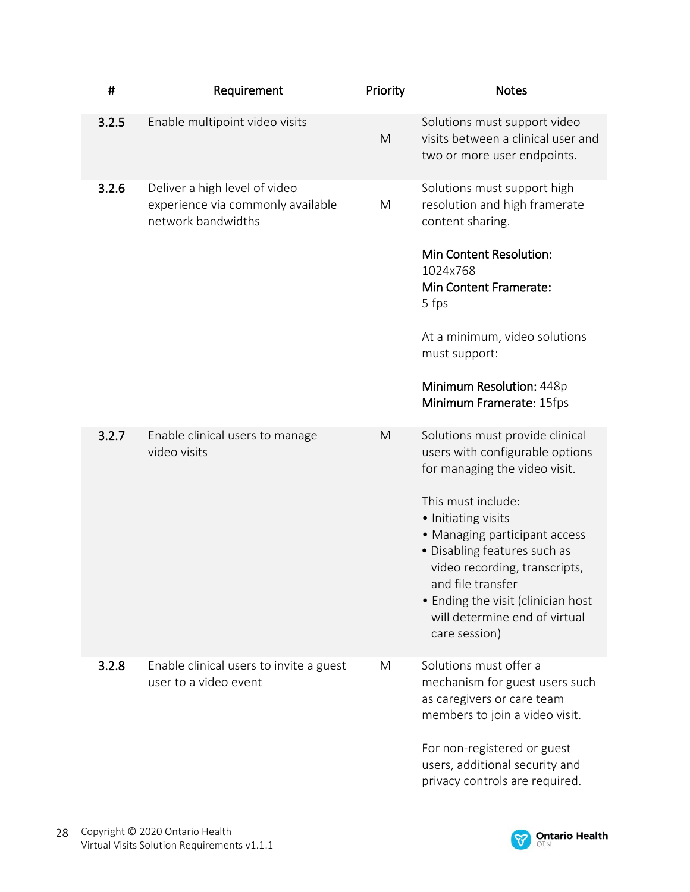| # | Requirement | Priority | Notes |
|---|---|---|---|
| 3.2.5 | Enable multipoint video visits | M | Solutions must support video visits between a clinical user and two or more user endpoints. |
| 3.2.6 | Deliver a high level of video experience via commonly available network bandwidths | M | Solutions must support high resolution and high framerate content sharing.<br><br>**Min Content Resolution:** 1024x768<br>**Min Content Framerate:** 5 fps<br><br>At a minimum, video solutions must support:<br><br>**Minimum Resolution:** 448p<br>**Minimum Framerate:** 15fps |
| 3.2.7 | Enable clinical users to manage video visits | M | Solutions must provide clinical users with configurable options for managing the video visit.<br><br>This must include:<br>• Initiating visits<br>• Managing participant access<br>• Disabling features such as video recording, transcripts, and file transfer<br>• Ending the visit (clinician host will determine end of virtual care session) |
| 3.2.8 | Enable clinical users to invite a guest user to a video event | M | Solutions must offer a mechanism for guest users such as caregivers or care team members to join a video visit.<br><br>For non-registered or guest users, additional security and privacy controls are required. |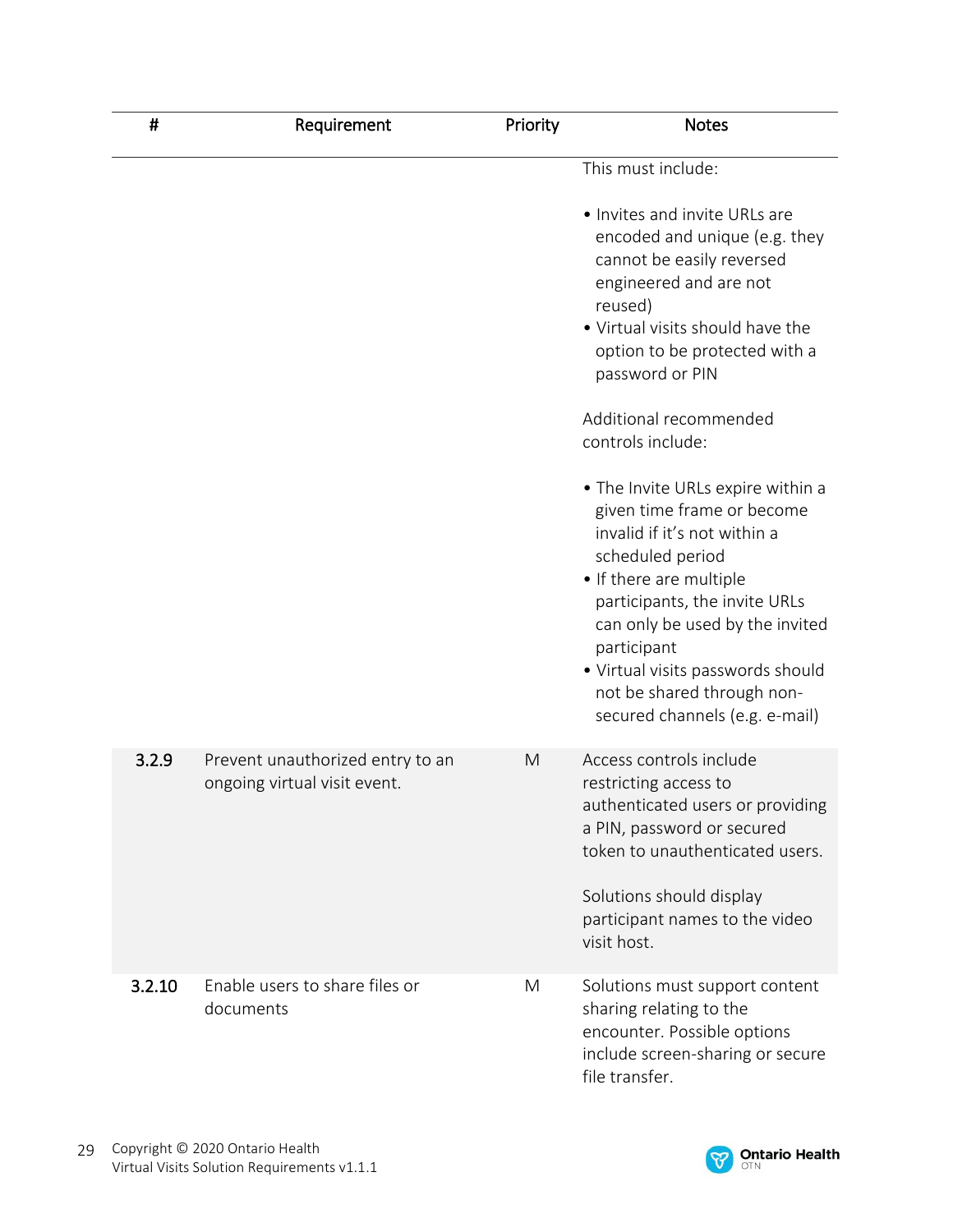| # | Requirement | Priority | Notes |
|---|---|---|---|
| | | | This must include:<br><br>• Invites and invite URLs are encoded and unique (e.g. they cannot be easily reversed engineered and are not reused)<br>• Virtual visits should have the option to be protected with a password or PIN<br><br>Additional recommended controls include:<br><br>• The Invite URLs expire within a given time frame or become invalid if it's not within a scheduled period<br>• If there are multiple participants, the invite URLs can only be used by the invited participant<br>• Virtual visits passwords should not be shared through non-secured channels (e.g. e-mail) |
| 3.2.9 | Prevent unauthorized entry to an ongoing virtual visit event. | M | Access controls include restricting access to authenticated users or providing a PIN, password or secured token to unauthenticated users.<br><br>Solutions should display participant names to the video visit host. |
| 3.2.10 | Enable users to share files or documents | M | Solutions must support content sharing relating to the encounter. Possible options include screen-sharing or secure file transfer. |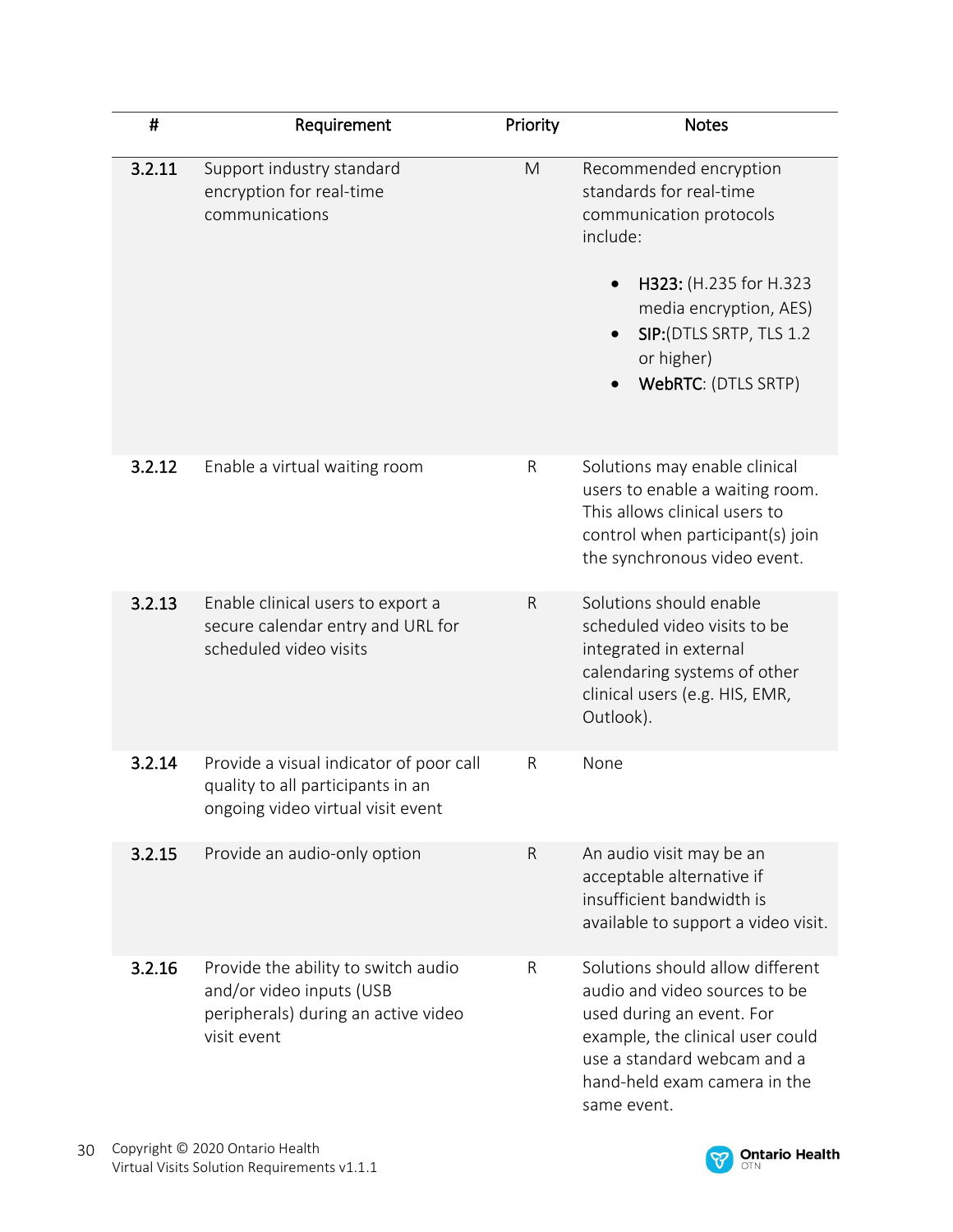| # | Requirement | Priority | Notes |
|---|---|---|---|
| **3.2.11** | Support industry standard encryption for real-time communications | M | Recommended encryption standards for real-time communication protocols include: <br> • **H323:** (H.235 for H.323 media encryption, AES) <br> • **SIP:**(DTLS SRTP, TLS 1.2 or higher) <br> • **WebRTC**: (DTLS SRTP) |
| **3.2.12** | Enable a virtual waiting room | R | Solutions may enable clinical users to enable a waiting room. This allows clinical users to control when participant(s) join the synchronous video event. |
| **3.2.13** | Enable clinical users to export a secure calendar entry and URL for scheduled video visits | R | Solutions should enable scheduled video visits to be integrated in external calendaring systems of other clinical users (e.g. HIS, EMR, Outlook). |
| **3.2.14** | Provide a visual indicator of poor call quality to all participants in an ongoing video virtual visit event | R | None |
| **3.2.15** | Provide an audio-only option | R | An audio visit may be an acceptable alternative if insufficient bandwidth is available to support a video visit. |
| **3.2.16** | Provide the ability to switch audio and/or video inputs (USB peripherals) during an active video visit event | R | Solutions should allow different audio and video sources to be used during an event. For example, the clinical user could use a standard webcam and a hand-held exam camera in the same event. |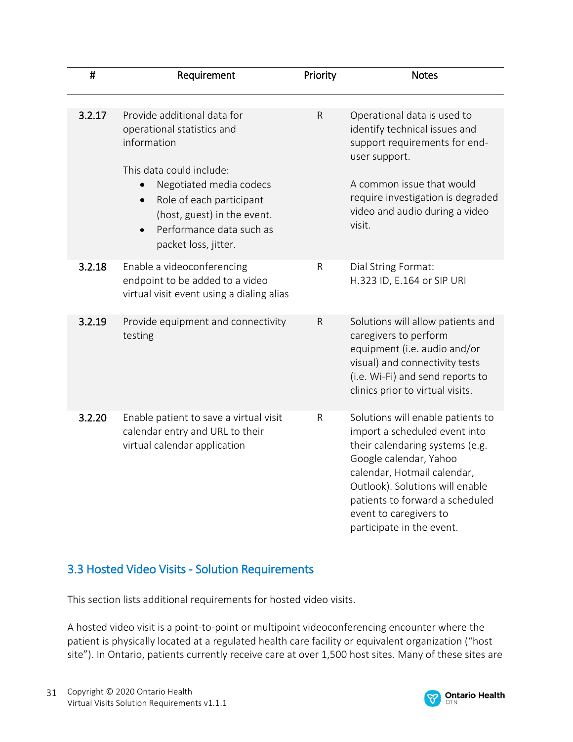| # | Requirement | Priority | Notes |
|---|---|---|---|
| **3.2.17** | Provide additional data for operational statistics and information<br><br>This data could include:<br>• Negotiated media codecs<br>• Role of each participant (host, guest) in the event.<br>• Performance data such as packet loss, jitter. | R | Operational data is used to identify technical issues and support requirements for end-user support.<br><br>A common issue that would require investigation is degraded video and audio during a video visit. |
| **3.2.18** | Enable a videoconferencing endpoint to be added to a video virtual visit event using a dialing alias | R | Dial String Format:<br>H.323 ID, E.164 or SIP URI |
| **3.2.19** | Provide equipment and connectivity testing | R | Solutions will allow patients and caregivers to perform equipment (i.e. audio and/or visual) and connectivity tests (i.e. Wi-Fi) and send reports to clinics prior to virtual visits. |
| **3.2.20** | Enable patient to save a virtual visit calendar entry and URL to their virtual calendar application | R | Solutions will enable patients to import a scheduled event into their calendaring systems (e.g. Google calendar, Yahoo calendar, Hotmail calendar, Outlook). Solutions will enable patients to forward a scheduled event to caregivers to participate in the event. |

## 3.3 Hosted Video Visits - Solution Requirements

This section lists additional requirements for hosted video visits.

A hosted video visit is a point-to-point or multipoint videoconferencing encounter where the patient is physically located at a regulated health care facility or equivalent organization ("host site"). In Ontario, patients currently receive care at over 1,500 host sites. Many of these sites are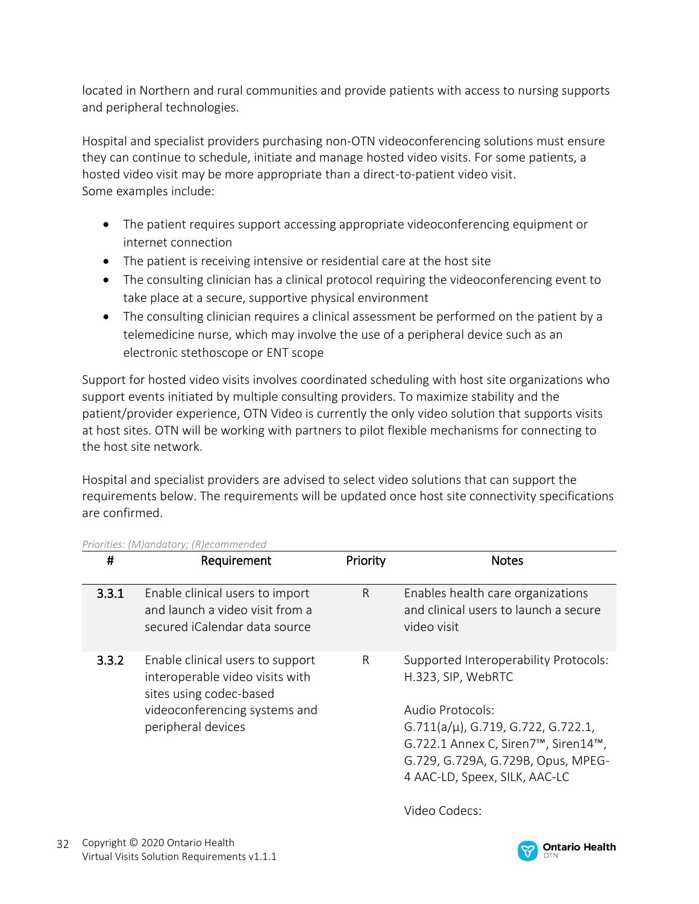located in Northern and rural communities and provide patients with access to nursing supports and peripheral technologies.

Hospital and specialist providers purchasing non-OTN videoconferencing solutions must ensure they can continue to schedule, initiate and manage hosted video visits. For some patients, a hosted video visit may be more appropriate than a direct-to-patient video visit.
Some examples include:

- The patient requires support accessing appropriate videoconferencing equipment or internet connection
- The patient is receiving intensive or residential care at the host site
- The consulting clinician has a clinical protocol requiring the videoconferencing event to take place at a secure, supportive physical environment
- The consulting clinician requires a clinical assessment be performed on the patient by a telemedicine nurse, which may involve the use of a peripheral device such as an electronic stethoscope or ENT scope

Support for hosted video visits involves coordinated scheduling with host site organizations who support events initiated by multiple consulting providers. To maximize stability and the patient/provider experience, OTN Video is currently the only video solution that supports visits at host sites. OTN will be working with partners to pilot flexible mechanisms for connecting to the host site network.

Hospital and specialist providers are advised to select video solutions that can support the requirements below. The requirements will be updated once host site connectivity specifications are confirmed.

*Priorities: (M)andatory; (R)ecommended*

| # | Requirement | Priority | Notes |
|---|---|---|---|
| **3.3.1** | Enable clinical users to import and launch a video visit from a secured iCalendar data source | R | Enables health care organizations and clinical users to launch a secure video visit |
| **3.3.2** | Enable clinical users to support interoperable video visits with sites using codec-based videoconferencing systems and peripheral devices | R | Supported Interoperability Protocols: H.323, SIP, WebRTC<br><br>Audio Protocols: G.711(a/µ), G.719, G.722, G.722.1, G.722.1 Annex C, Siren7™, Siren14™, G.729, G.729A, G.729B, Opus, MPEG-4 AAC-LD, Speex, SILK, AAC-LC<br><br>Video Codecs: |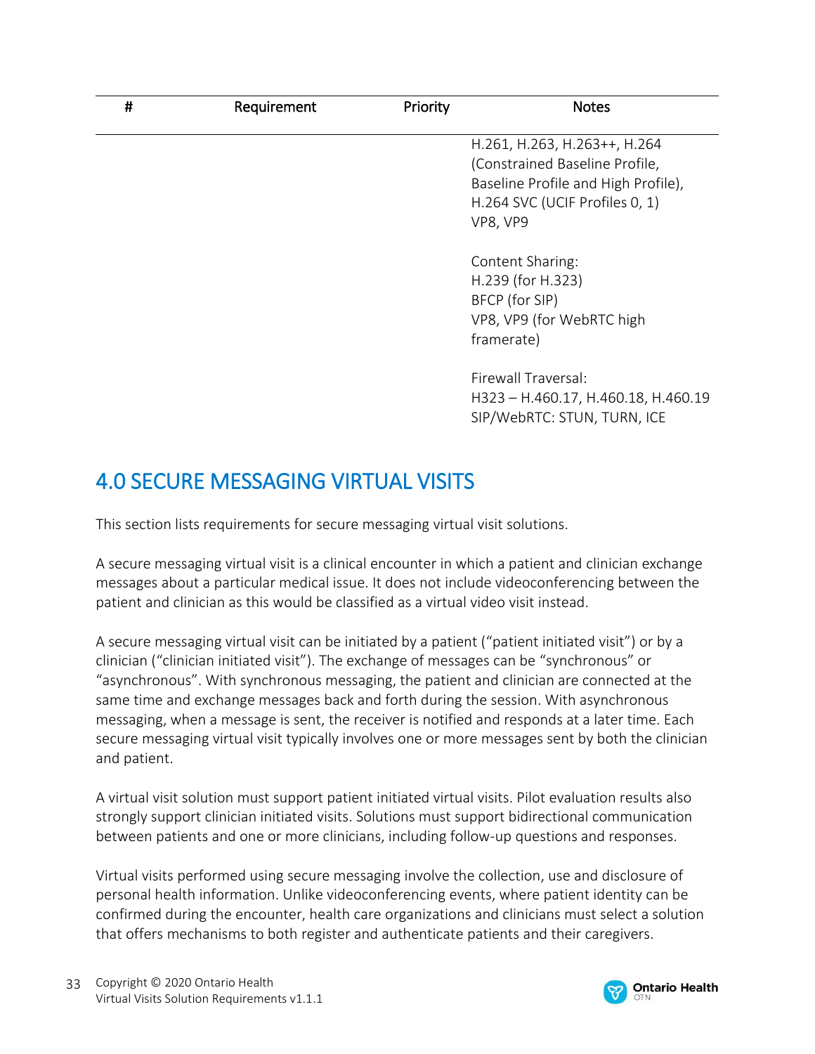| # | Requirement | Priority | Notes |
|---|---|---|---|
| | | | H.261, H.263, H.263++, H.264 (Constrained Baseline Profile, Baseline Profile and High Profile), H.264 SVC (UCIF Profiles 0, 1) VP8, VP9<br><br>Content Sharing:<br>H.239 (for H.323)<br>BFCP (for SIP)<br>VP8, VP9 (for WebRTC high framerate)<br><br>Firewall Traversal:<br>H323 – H.460.17, H.460.18, H.460.19<br>SIP/WebRTC: STUN, TURN, ICE |

# 4.0 SECURE MESSAGING VIRTUAL VISITS

This section lists requirements for secure messaging virtual visit solutions.

A secure messaging virtual visit is a clinical encounter in which a patient and clinician exchange messages about a particular medical issue. It does not include videoconferencing between the patient and clinician as this would be classified as a virtual video visit instead.

A secure messaging virtual visit can be initiated by a patient ("patient initiated visit") or by a clinician ("clinician initiated visit"). The exchange of messages can be "synchronous" or "asynchronous". With synchronous messaging, the patient and clinician are connected at the same time and exchange messages back and forth during the session. With asynchronous messaging, when a message is sent, the receiver is notified and responds at a later time. Each secure messaging virtual visit typically involves one or more messages sent by both the clinician and patient.

A virtual visit solution must support patient initiated virtual visits. Pilot evaluation results also strongly support clinician initiated visits. Solutions must support bidirectional communication between patients and one or more clinicians, including follow-up questions and responses.

Virtual visits performed using secure messaging involve the collection, use and disclosure of personal health information. Unlike videoconferencing events, where patient identity can be confirmed during the encounter, health care organizations and clinicians must select a solution that offers mechanisms to both register and authenticate patients and their caregivers.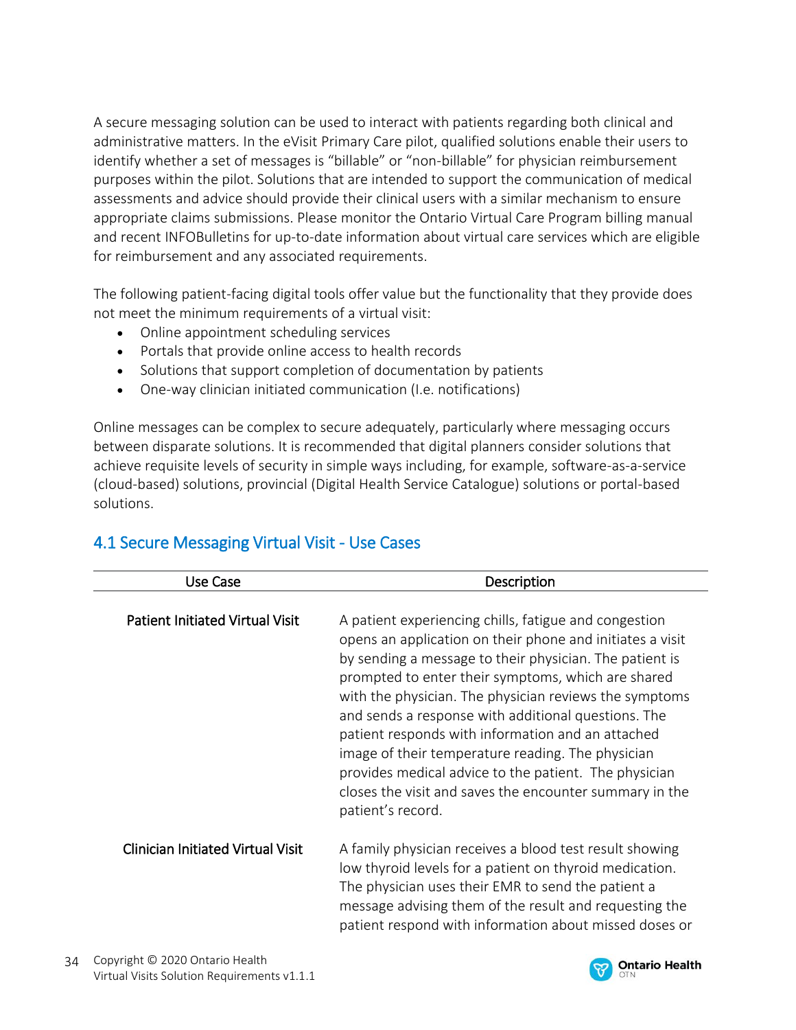A secure messaging solution can be used to interact with patients regarding both clinical and administrative matters. In the eVisit Primary Care pilot, qualified solutions enable their users to identify whether a set of messages is “billable” or “non-billable” for physician reimbursement purposes within the pilot. Solutions that are intended to support the communication of medical assessments and advice should provide their clinical users with a similar mechanism to ensure appropriate claims submissions. Please monitor the Ontario Virtual Care Program billing manual and recent INFOBulletins for up-to-date information about virtual care services which are eligible for reimbursement and any associated requirements.

The following patient-facing digital tools offer value but the functionality that they provide does not meet the minimum requirements of a virtual visit:

- Online appointment scheduling services
- Portals that provide online access to health records
- Solutions that support completion of documentation by patients
- One-way clinician initiated communication (I.e. notifications)

Online messages can be complex to secure adequately, particularly where messaging occurs between disparate solutions. It is recommended that digital planners consider solutions that achieve requisite levels of security in simple ways including, for example, software-as-a-service (cloud-based) solutions, provincial (Digital Health Service Catalogue) solutions or portal-based solutions.

## 4.1 Secure Messaging Virtual Visit - Use Cases

| Use Case | Description |
| --- | --- |
| **Patient Initiated Virtual Visit** | A patient experiencing chills, fatigue and congestion opens an application on their phone and initiates a visit by sending a message to their physician. The patient is prompted to enter their symptoms, which are shared with the physician. The physician reviews the symptoms and sends a response with additional questions. The patient responds with information and an attached image of their temperature reading. The physician provides medical advice to the patient. The physician closes the visit and saves the encounter summary in the patient’s record. |
| **Clinician Initiated Virtual Visit** | A family physician receives a blood test result showing low thyroid levels for a patient on thyroid medication. The physician uses their EMR to send the patient a message advising them of the result and requesting the patient respond with information about missed doses or |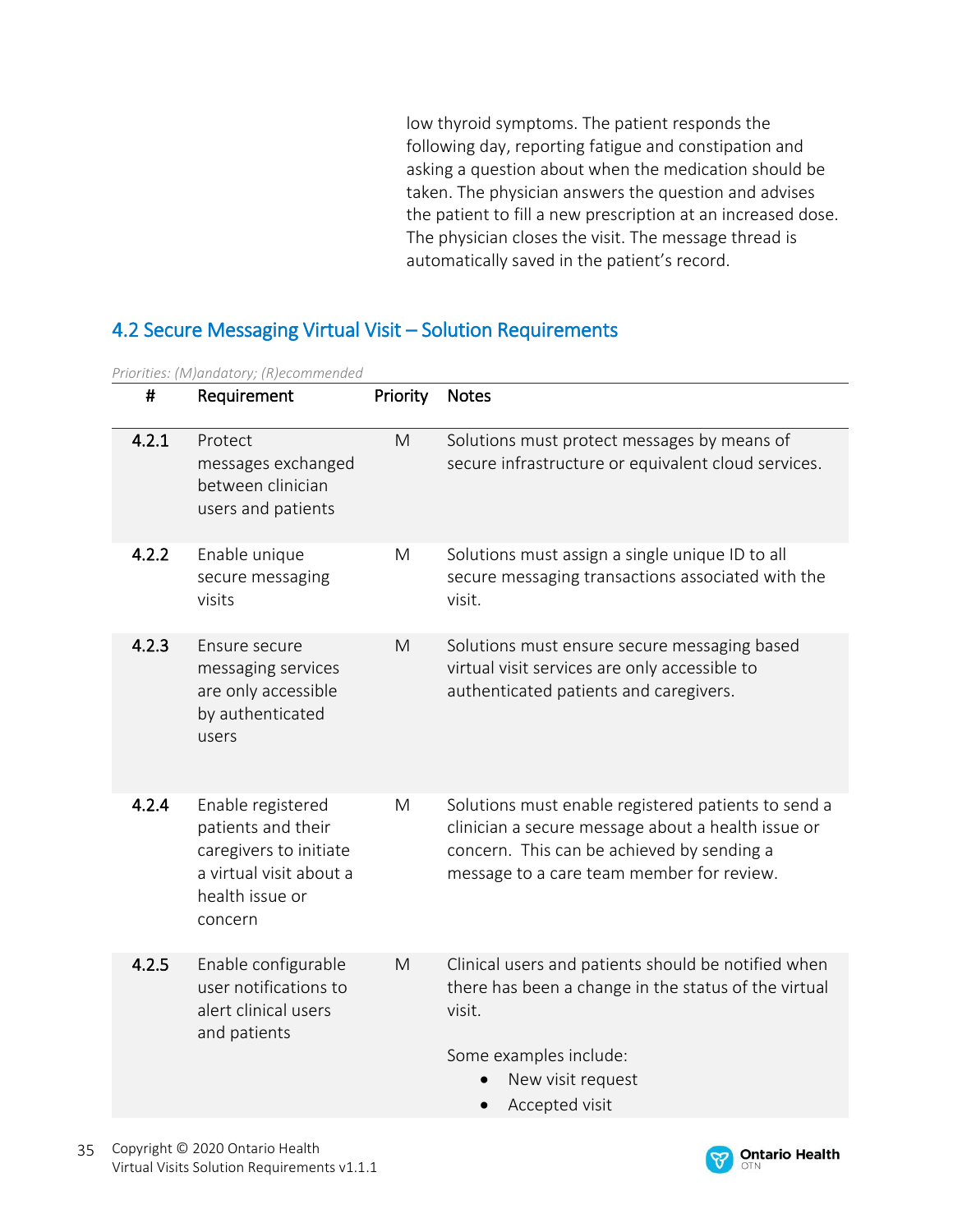low thyroid symptoms. The patient responds the following day, reporting fatigue and constipation and asking a question about when the medication should be taken. The physician answers the question and advises the patient to fill a new prescription at an increased dose. The physician closes the visit. The message thread is automatically saved in the patient's record.

## 4.2 Secure Messaging Virtual Visit – Solution Requirements

*Priorities: (M)andatory; (R)ecommended*

| # | Requirement | Priority | Notes |
|---|---|---|---|
| **4.2.1** | Protect messages exchanged between clinician users and patients | M | Solutions must protect messages by means of secure infrastructure or equivalent cloud services. |
| **4.2.2** | Enable unique secure messaging visits | M | Solutions must assign a single unique ID to all secure messaging transactions associated with the visit. |
| **4.2.3** | Ensure secure messaging services are only accessible by authenticated users | M | Solutions must ensure secure messaging based virtual visit services are only accessible to authenticated patients and caregivers. |
| **4.2.4** | Enable registered patients and their caregivers to initiate a virtual visit about a health issue or concern | M | Solutions must enable registered patients to send a clinician a secure message about a health issue or concern. This can be achieved by sending a message to a care team member for review. |
| **4.2.5** | Enable configurable user notifications to alert clinical users and patients | M | Clinical users and patients should be notified when there has been a change in the status of the virtual visit.<br><br>Some examples include:<br>• New visit request<br>• Accepted visit |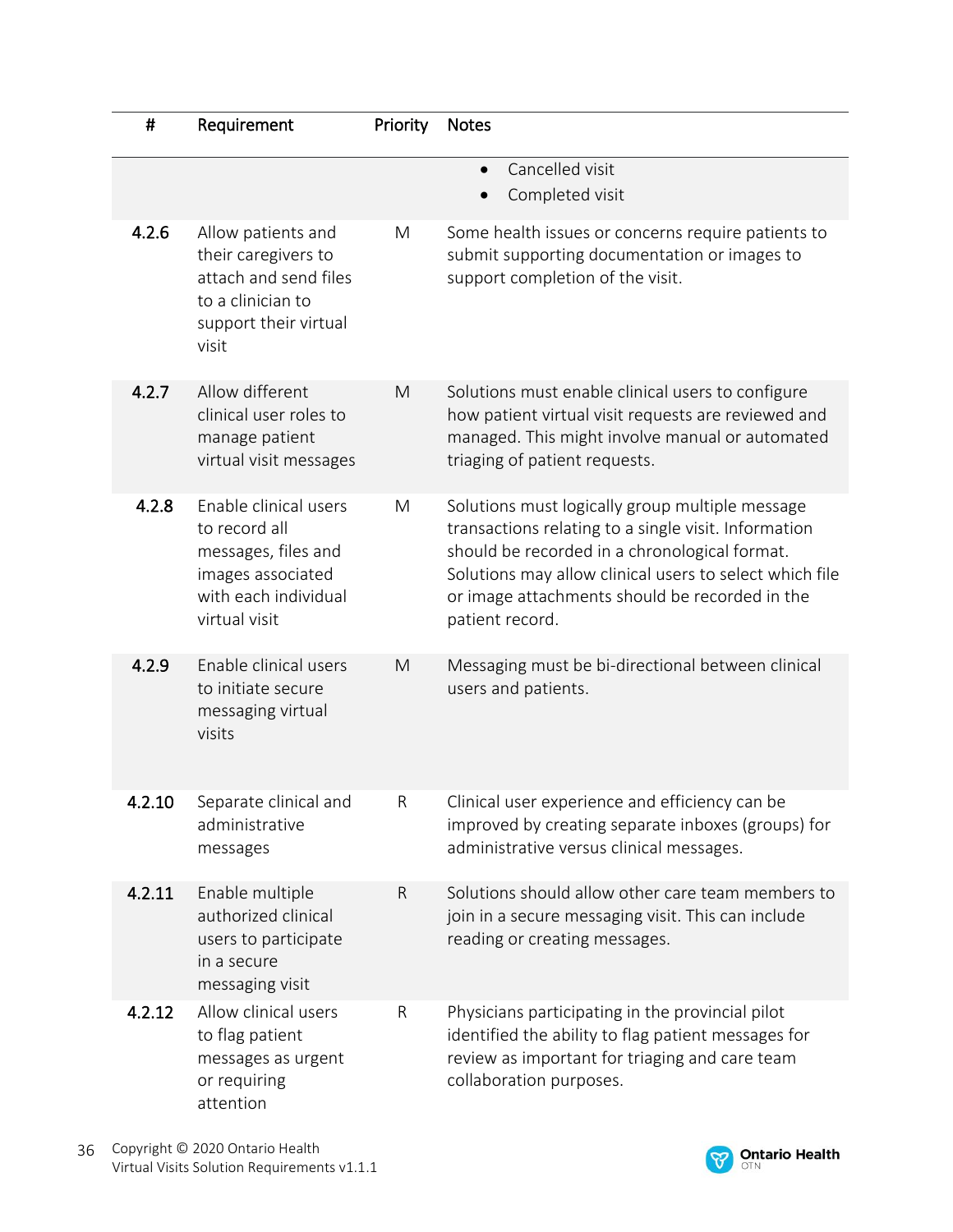| # | Requirement | Priority | Notes |
|---|---|---|---|
| | | | • Cancelled visit<br>• Completed visit |
| 4.2.6 | Allow patients and their caregivers to attach and send files to a clinician to support their virtual visit | M | Some health issues or concerns require patients to submit supporting documentation or images to support completion of the visit. |
| 4.2.7 | Allow different clinical user roles to manage patient virtual visit messages | M | Solutions must enable clinical users to configure how patient virtual visit requests are reviewed and managed. This might involve manual or automated triaging of patient requests. |
| 4.2.8 | Enable clinical users to record all messages, files and images associated with each individual virtual visit | M | Solutions must logically group multiple message transactions relating to a single visit. Information should be recorded in a chronological format. Solutions may allow clinical users to select which file or image attachments should be recorded in the patient record. |
| 4.2.9 | Enable clinical users to initiate secure messaging virtual visits | M | Messaging must be bi-directional between clinical users and patients. |
| 4.2.10 | Separate clinical and administrative messages | R | Clinical user experience and efficiency can be improved by creating separate inboxes (groups) for administrative versus clinical messages. |
| 4.2.11 | Enable multiple authorized clinical users to participate in a secure messaging visit | R | Solutions should allow other care team members to join in a secure messaging visit. This can include reading or creating messages. |
| 4.2.12 | Allow clinical users to flag patient messages as urgent or requiring attention | R | Physicians participating in the provincial pilot identified the ability to flag patient messages for review as important for triaging and care team collaboration purposes. |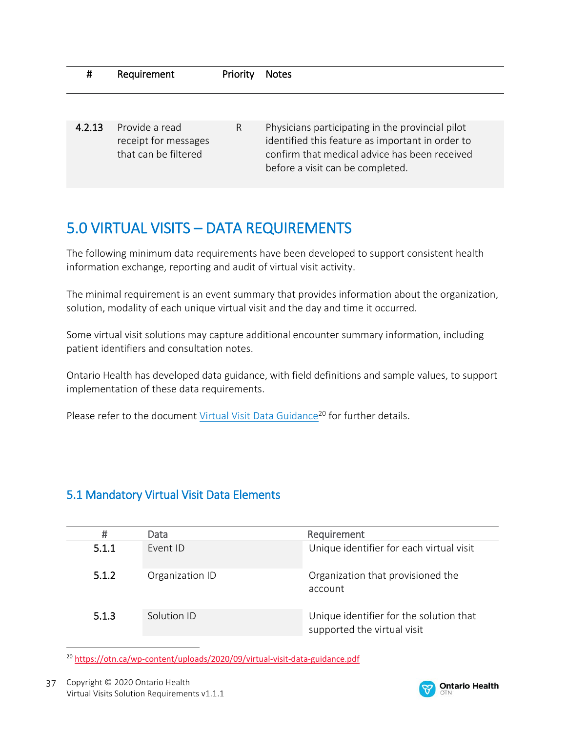| # | Requirement | Priority | Notes |
|---|---|---|---|
| **4.2.13** | Provide a read receipt for messages that can be filtered | R | Physicians participating in the provincial pilot identified this feature as important in order to confirm that medical advice has been received before a visit can be completed. |

# 5.0 VIRTUAL VISITS – DATA REQUIREMENTS

The following minimum data requirements have been developed to support consistent health information exchange, reporting and audit of virtual visit activity.

The minimal requirement is an event summary that provides information about the organization, solution, modality of each unique virtual visit and the day and time it occurred.

Some virtual visit solutions may capture additional encounter summary information, including patient identifiers and consultation notes.

Ontario Health has developed data guidance, with field definitions and sample values, to support implementation of these data requirements.

Please refer to the document Virtual Visit Data Guidance[20] for further details.

## 5.1 Mandatory Virtual Visit Data Elements

| # | Data | Requirement |
|---|---|---|
| **5.1.1** | Event ID | Unique identifier for each virtual visit |
| **5.1.2** | Organization ID | Organization that provisioned the account |
| **5.1.3** | Solution ID | Unique identifier for the solution that supported the virtual visit |

[20] https://otn.ca/wp-content/uploads/2020/09/virtual-visit-data-guidance.pdf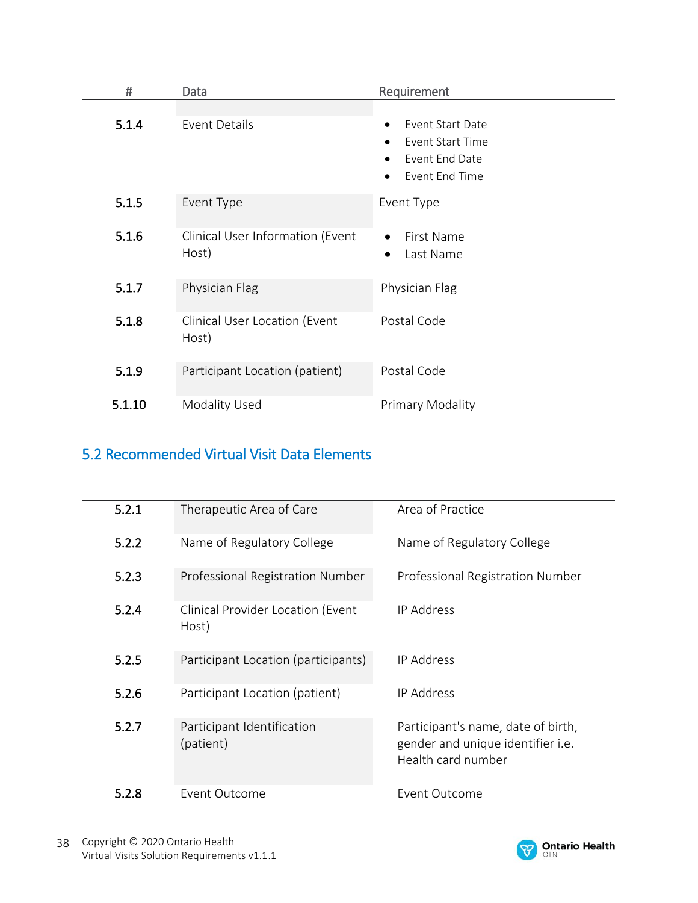| # | Data | Requirement |
|---|---|---|
| 5.1.4 | Event Details | • Event Start Date<br>• Event Start Time<br>• Event End Date<br>• Event End Time |
| 5.1.5 | Event Type | Event Type |
| 5.1.6 | Clinical User Information (Event Host) | • First Name<br>• Last Name |
| 5.1.7 | Physician Flag | Physician Flag |
| 5.1.8 | Clinical User Location (Event Host) | Postal Code |
| 5.1.9 | Participant Location (patient) | Postal Code |
| 5.1.10 | Modality Used | Primary Modality |

## 5.2 Recommended Virtual Visit Data Elements

| | | |
|---|---|---|
| 5.2.1 | Therapeutic Area of Care | Area of Practice |
| 5.2.2 | Name of Regulatory College | Name of Regulatory College |
| 5.2.3 | Professional Registration Number | Professional Registration Number |
| 5.2.4 | Clinical Provider Location (Event Host) | IP Address |
| 5.2.5 | Participant Location (participants) | IP Address |
| 5.2.6 | Participant Location (patient) | IP Address |
| 5.2.7 | Participant Identification (patient) | Participant's name, date of birth, gender and unique identifier i.e. Health card number |
| 5.2.8 | Event Outcome | Event Outcome |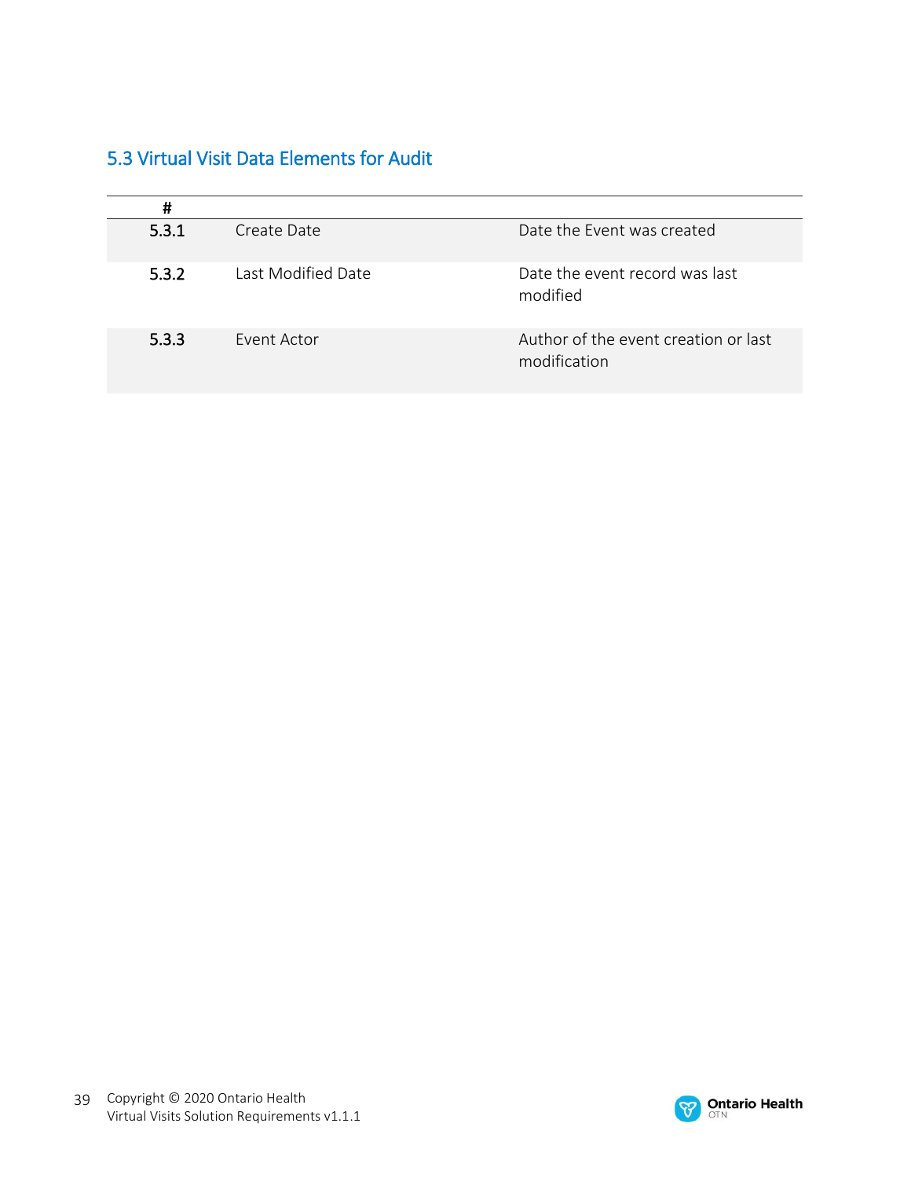## 5.3 Virtual Visit Data Elements for Audit

| # | | |
|---|---|---|
| 5.3.1 | Create Date | Date the Event was created |
| 5.3.2 | Last Modified Date | Date the event record was last modified |
| 5.3.3 | Event Actor | Author of the event creation or last modification |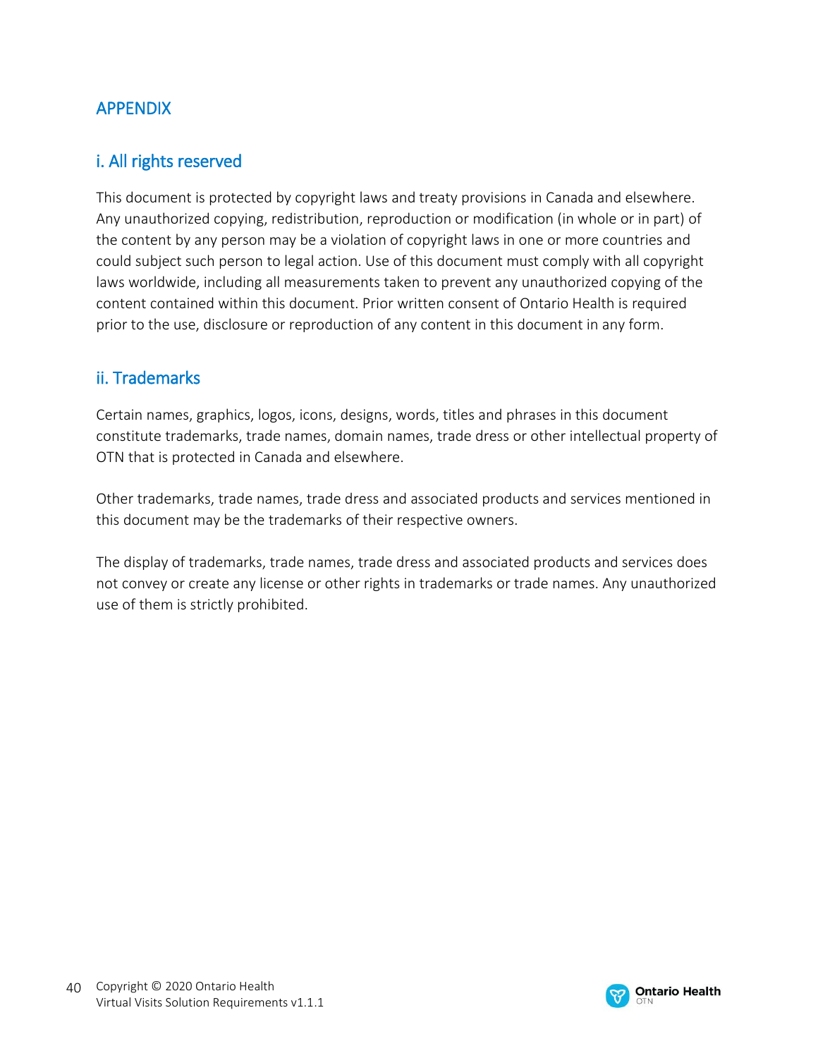# APPENDIX

## i. All rights reserved

This document is protected by copyright laws and treaty provisions in Canada and elsewhere. Any unauthorized copying, redistribution, reproduction or modification (in whole or in part) of the content by any person may be a violation of copyright laws in one or more countries and could subject such person to legal action. Use of this document must comply with all copyright laws worldwide, including all measurements taken to prevent any unauthorized copying of the content contained within this document. Prior written consent of Ontario Health is required prior to the use, disclosure or reproduction of any content in this document in any form.

## ii. Trademarks

Certain names, graphics, logos, icons, designs, words, titles and phrases in this document constitute trademarks, trade names, domain names, trade dress or other intellectual property of OTN that is protected in Canada and elsewhere.

Other trademarks, trade names, trade dress and associated products and services mentioned in this document may be the trademarks of their respective owners.

The display of trademarks, trade names, trade dress and associated products and services does not convey or create any license or other rights in trademarks or trade names. Any unauthorized use of them is strictly prohibited.